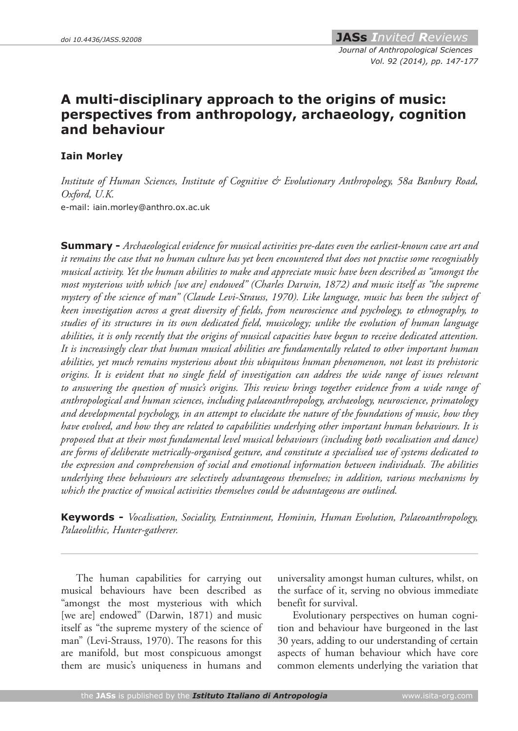# A multi-disciplinary approach to the origins of music: perspectives from anthropology, archaeology, cognition and behaviour

**Iain Morley**

*Institute of Human Sciences, Institute of Cognitive & Evolutionary Anthropology, 58a Banbury Road, Oxford, U.K.*
e-mail: iain.morley@anthro.ox.ac.uk

**Summary -** *Archaeological evidence for musical activities pre-dates even the earliest-known cave art and it remains the case that no human culture has yet been encountered that does not practise some recognisably musical activity. Yet the human abilities to make and appreciate music have been described as "amongst the most mysterious with which [we are] endowed" (Charles Darwin, 1872) and music itself as "the supreme mystery of the science of man" (Claude Levi-Strauss, 1970). Like language, music has been the subject of keen investigation across a great diversity of fields, from neuroscience and psychology, to ethnography, to studies of its structures in its own dedicated field, musicology; unlike the evolution of human language abilities, it is only recently that the origins of musical capacities have begun to receive dedicated attention. It is increasingly clear that human musical abilities are fundamentally related to other important human abilities, yet much remains mysterious about this ubiquitous human phenomenon, not least its prehistoric origins. It is evident that no single field of investigation can address the wide range of issues relevant to answering the question of music's origins. This review brings together evidence from a wide range of anthropological and human sciences, including palaeoanthropology, archaeology, neuroscience, primatology and developmental psychology, in an attempt to elucidate the nature of the foundations of music, how they have evolved, and how they are related to capabilities underlying other important human behaviours. It is proposed that at their most fundamental level musical behaviours (including both vocalisation and dance) are forms of deliberate metrically-organised gesture, and constitute a specialised use of systems dedicated to the expression and comprehension of social and emotional information between individuals. The abilities underlying these behaviours are selectively advantageous themselves; in addition, various mechanisms by which the practice of musical activities themselves could be advantageous are outlined.*

**Keywords -** *Vocalisation, Sociality, Entrainment, Hominin, Human Evolution, Palaeoanthropology, Palaeolithic, Hunter-gatherer.*

---

The human capabilities for carrying out musical behaviours have been described as "amongst the most mysterious with which [we are] endowed" (Darwin, 1871) and music itself as "the supreme mystery of the science of man" (Levi-Strauss, 1970). The reasons for this are manifold, but most conspicuous amongst them are music's uniqueness in humans and universality amongst human cultures, whilst, on the surface of it, serving no obvious immediate benefit for survival.

Evolutionary perspectives on human cognition and behaviour have burgeoned in the last 30 years, adding to our understanding of certain aspects of human behaviour which have core common elements underlying the variation that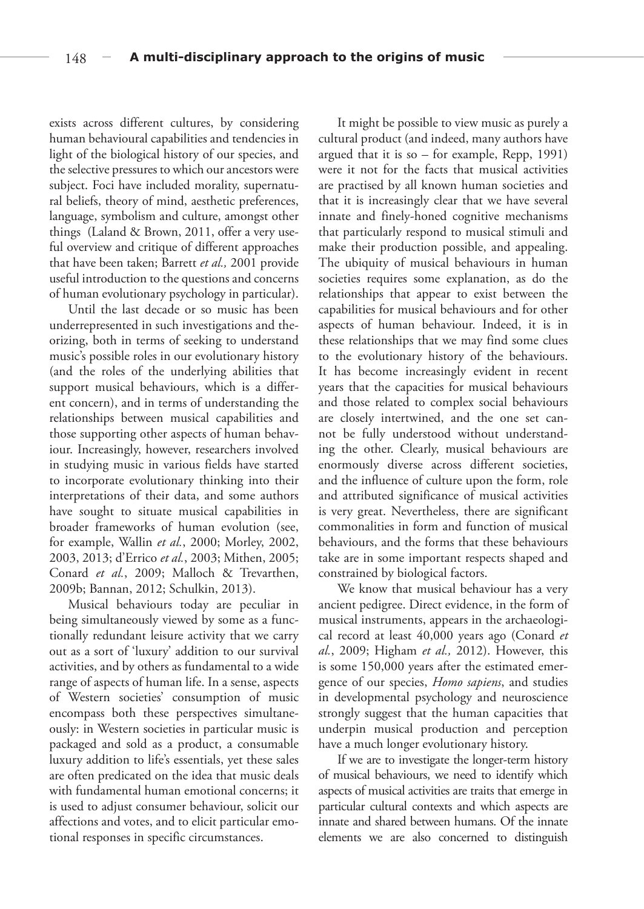exists across different cultures, by considering human behavioural capabilities and tendencies in light of the biological history of our species, and the selective pressures to which our ancestors were subject. Foci have included morality, supernatural beliefs, theory of mind, aesthetic preferences, language, symbolism and culture, amongst other things (Laland & Brown, 2011, offer a very useful overview and critique of different approaches that have been taken; Barrett *et al.,* 2001 provide useful introduction to the questions and concerns of human evolutionary psychology in particular).

Until the last decade or so music has been underrepresented in such investigations and theorizing, both in terms of seeking to understand music's possible roles in our evolutionary history (and the roles of the underlying abilities that support musical behaviours, which is a different concern), and in terms of understanding the relationships between musical capabilities and those supporting other aspects of human behaviour. Increasingly, however, researchers involved in studying music in various fields have started to incorporate evolutionary thinking into their interpretations of their data, and some authors have sought to situate musical capabilities in broader frameworks of human evolution (see, for example, Wallin *et al.*, 2000; Morley, 2002, 2003, 2013; d'Errico *et al.*, 2003; Mithen, 2005; Conard *et al.*, 2009; Malloch & Trevarthen, 2009b; Bannan, 2012; Schulkin, 2013).

Musical behaviours today are peculiar in being simultaneously viewed by some as a functionally redundant leisure activity that we carry out as a sort of 'luxury' addition to our survival activities, and by others as fundamental to a wide range of aspects of human life. In a sense, aspects of Western societies' consumption of music encompass both these perspectives simultaneously: in Western societies in particular music is packaged and sold as a product, a consumable luxury addition to life's essentials, yet these sales are often predicated on the idea that music deals with fundamental human emotional concerns; it is used to adjust consumer behaviour, solicit our affections and votes, and to elicit particular emotional responses in specific circumstances.

It might be possible to view music as purely a cultural product (and indeed, many authors have argued that it is so – for example, Repp, 1991) were it not for the facts that musical activities are practised by all known human societies and that it is increasingly clear that we have several innate and finely-honed cognitive mechanisms that particularly respond to musical stimuli and make their production possible, and appealing. The ubiquity of musical behaviours in human societies requires some explanation, as do the relationships that appear to exist between the capabilities for musical behaviours and for other aspects of human behaviour. Indeed, it is in these relationships that we may find some clues to the evolutionary history of the behaviours. It has become increasingly evident in recent years that the capacities for musical behaviours and those related to complex social behaviours are closely intertwined, and the one set cannot be fully understood without understanding the other. Clearly, musical behaviours are enormously diverse across different societies, and the influence of culture upon the form, role and attributed significance of musical activities is very great. Nevertheless, there are significant commonalities in form and function of musical behaviours, and the forms that these behaviours take are in some important respects shaped and constrained by biological factors.

We know that musical behaviour has a very ancient pedigree. Direct evidence, in the form of musical instruments, appears in the archaeological record at least 40,000 years ago (Conard *et al.*, 2009; Higham *et al.,* 2012). However, this is some 150,000 years after the estimated emergence of our species, *Homo sapiens*, and studies in developmental psychology and neuroscience strongly suggest that the human capacities that underpin musical production and perception have a much longer evolutionary history.

If we are to investigate the longer-term history of musical behaviours, we need to identify which aspects of musical activities are traits that emerge in particular cultural contexts and which aspects are innate and shared between humans. Of the innate elements we are also concerned to distinguish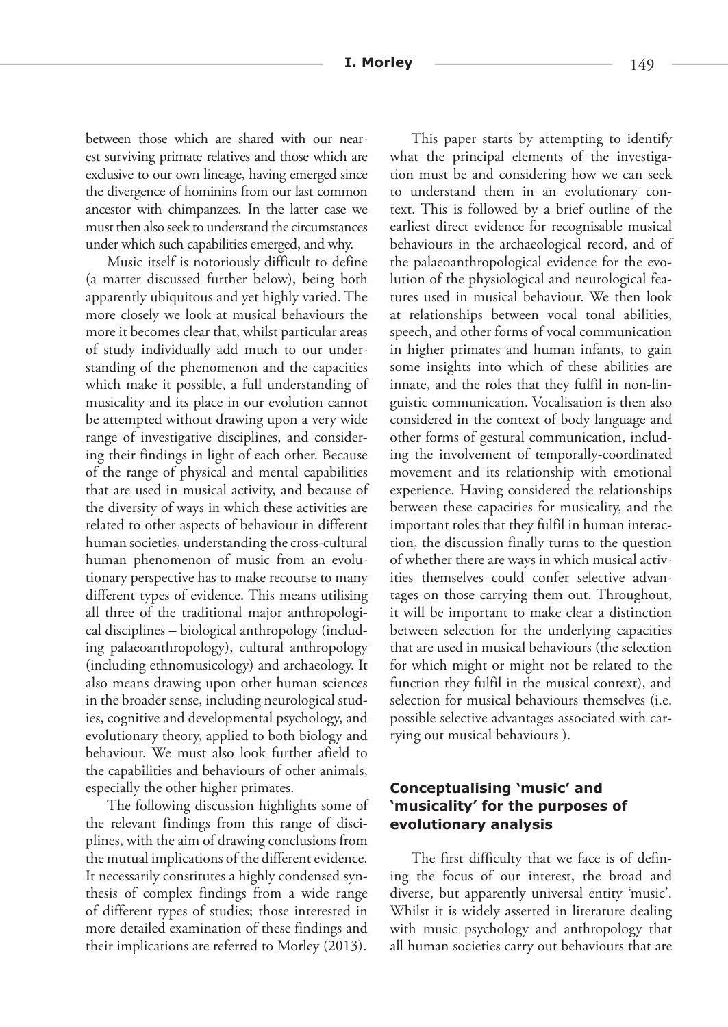between those which are shared with our nearest surviving primate relatives and those which are exclusive to our own lineage, having emerged since the divergence of hominins from our last common ancestor with chimpanzees. In the latter case we must then also seek to understand the circumstances under which such capabilities emerged, and why.

Music itself is notoriously difficult to define (a matter discussed further below), being both apparently ubiquitous and yet highly varied. The more closely we look at musical behaviours the more it becomes clear that, whilst particular areas of study individually add much to our understanding of the phenomenon and the capacities which make it possible, a full understanding of musicality and its place in our evolution cannot be attempted without drawing upon a very wide range of investigative disciplines, and considering their findings in light of each other. Because of the range of physical and mental capabilities that are used in musical activity, and because of the diversity of ways in which these activities are related to other aspects of behaviour in different human societies, understanding the cross-cultural human phenomenon of music from an evolutionary perspective has to make recourse to many different types of evidence. This means utilising all three of the traditional major anthropological disciplines – biological anthropology (including palaeoanthropology), cultural anthropology (including ethnomusicology) and archaeology. It also means drawing upon other human sciences in the broader sense, including neurological studies, cognitive and developmental psychology, and evolutionary theory, applied to both biology and behaviour. We must also look further afield to the capabilities and behaviours of other animals, especially the other higher primates.

The following discussion highlights some of the relevant findings from this range of disciplines, with the aim of drawing conclusions from the mutual implications of the different evidence. It necessarily constitutes a highly condensed synthesis of complex findings from a wide range of different types of studies; those interested in more detailed examination of these findings and their implications are referred to Morley (2013).

This paper starts by attempting to identify what the principal elements of the investigation must be and considering how we can seek to understand them in an evolutionary context. This is followed by a brief outline of the earliest direct evidence for recognisable musical behaviours in the archaeological record, and of the palaeoanthropological evidence for the evolution of the physiological and neurological features used in musical behaviour. We then look at relationships between vocal tonal abilities, speech, and other forms of vocal communication in higher primates and human infants, to gain some insights into which of these abilities are innate, and the roles that they fulfil in non-linguistic communication. Vocalisation is then also considered in the context of body language and other forms of gestural communication, including the involvement of temporally-coordinated movement and its relationship with emotional experience. Having considered the relationships between these capacities for musicality, and the important roles that they fulfil in human interaction, the discussion finally turns to the question of whether there are ways in which musical activities themselves could confer selective advantages on those carrying them out. Throughout, it will be important to make clear a distinction between selection for the underlying capacities that are used in musical behaviours (the selection for which might or might not be related to the function they fulfil in the musical context), and selection for musical behaviours themselves (i.e. possible selective advantages associated with carrying out musical behaviours ).

## Conceptualising 'music' and 'musicality' for the purposes of evolutionary analysis

The first difficulty that we face is of defining the focus of our interest, the broad and diverse, but apparently universal entity 'music'. Whilst it is widely asserted in literature dealing with music psychology and anthropology that all human societies carry out behaviours that are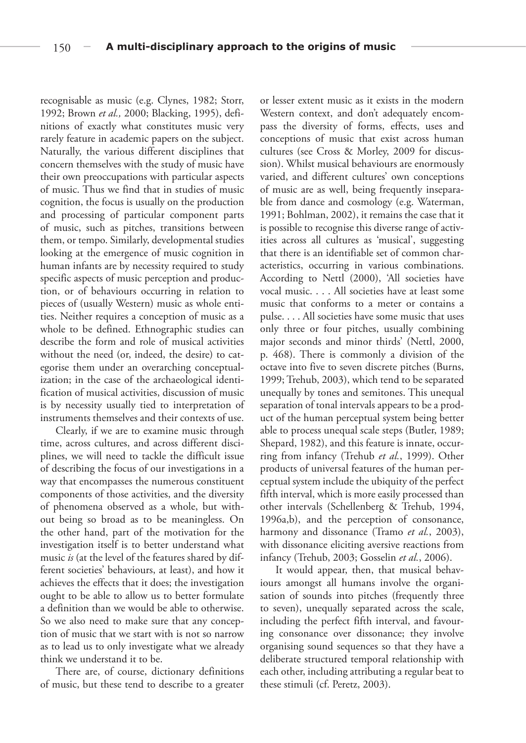recognisable as music (e.g. Clynes, 1982; Storr, 1992; Brown *et al.,* 2000; Blacking, 1995), definitions of exactly what constitutes music very rarely feature in academic papers on the subject. Naturally, the various different disciplines that concern themselves with the study of music have their own preoccupations with particular aspects of music. Thus we find that in studies of music cognition, the focus is usually on the production and processing of particular component parts of music, such as pitches, transitions between them, or tempo. Similarly, developmental studies looking at the emergence of music cognition in human infants are by necessity required to study specific aspects of music perception and production, or of behaviours occurring in relation to pieces of (usually Western) music as whole entities. Neither requires a conception of music as a whole to be defined. Ethnographic studies can describe the form and role of musical activities without the need (or, indeed, the desire) to categorise them under an overarching conceptualization; in the case of the archaeological identification of musical activities, discussion of music is by necessity usually tied to interpretation of instruments themselves and their contexts of use.

Clearly, if we are to examine music through time, across cultures, and across different disciplines, we will need to tackle the difficult issue of describing the focus of our investigations in a way that encompasses the numerous constituent components of those activities, and the diversity of phenomena observed as a whole, but without being so broad as to be meaningless. On the other hand, part of the motivation for the investigation itself is to better understand what music *is* (at the level of the features shared by different societies' behaviours, at least), and how it achieves the effects that it does; the investigation ought to be able to allow us to better formulate a definition than we would be able to otherwise. So we also need to make sure that any conception of music that we start with is not so narrow as to lead us to only investigate what we already think we understand it to be.

There are, of course, dictionary definitions of music, but these tend to describe to a greater or lesser extent music as it exists in the modern Western context, and don't adequately encompass the diversity of forms, effects, uses and conceptions of music that exist across human cultures (see Cross & Morley, 2009 for discussion). Whilst musical behaviours are enormously varied, and different cultures' own conceptions of music are as well, being frequently inseparable from dance and cosmology (e.g. Waterman, 1991; Bohlman, 2002), it remains the case that it is possible to recognise this diverse range of activities across all cultures as 'musical', suggesting that there is an identifiable set of common characteristics, occurring in various combinations. According to Nettl (2000), 'All societies have vocal music. . . . All societies have at least some music that conforms to a meter or contains a pulse. . . . All societies have some music that uses only three or four pitches, usually combining major seconds and minor thirds' (Nettl, 2000, p. 468). There is commonly a division of the octave into five to seven discrete pitches (Burns, 1999; Trehub, 2003), which tend to be separated unequally by tones and semitones. This unequal separation of tonal intervals appears to be a product of the human perceptual system being better able to process unequal scale steps (Butler, 1989; Shepard, 1982), and this feature is innate, occurring from infancy (Trehub *et al.*, 1999). Other products of universal features of the human perceptual system include the ubiquity of the perfect fifth interval, which is more easily processed than other intervals (Schellenberg & Trehub, 1994, 1996a,b), and the perception of consonance, harmony and dissonance (Tramo *et al.*, 2003), with dissonance eliciting aversive reactions from infancy (Trehub, 2003; Gosselin *et al.*, 2006).

It would appear, then, that musical behaviours amongst all humans involve the organisation of sounds into pitches (frequently three to seven), unequally separated across the scale, including the perfect fifth interval, and favouring consonance over dissonance; they involve organising sound sequences so that they have a deliberate structured temporal relationship with each other, including attributing a regular beat to these stimuli (cf. Peretz, 2003).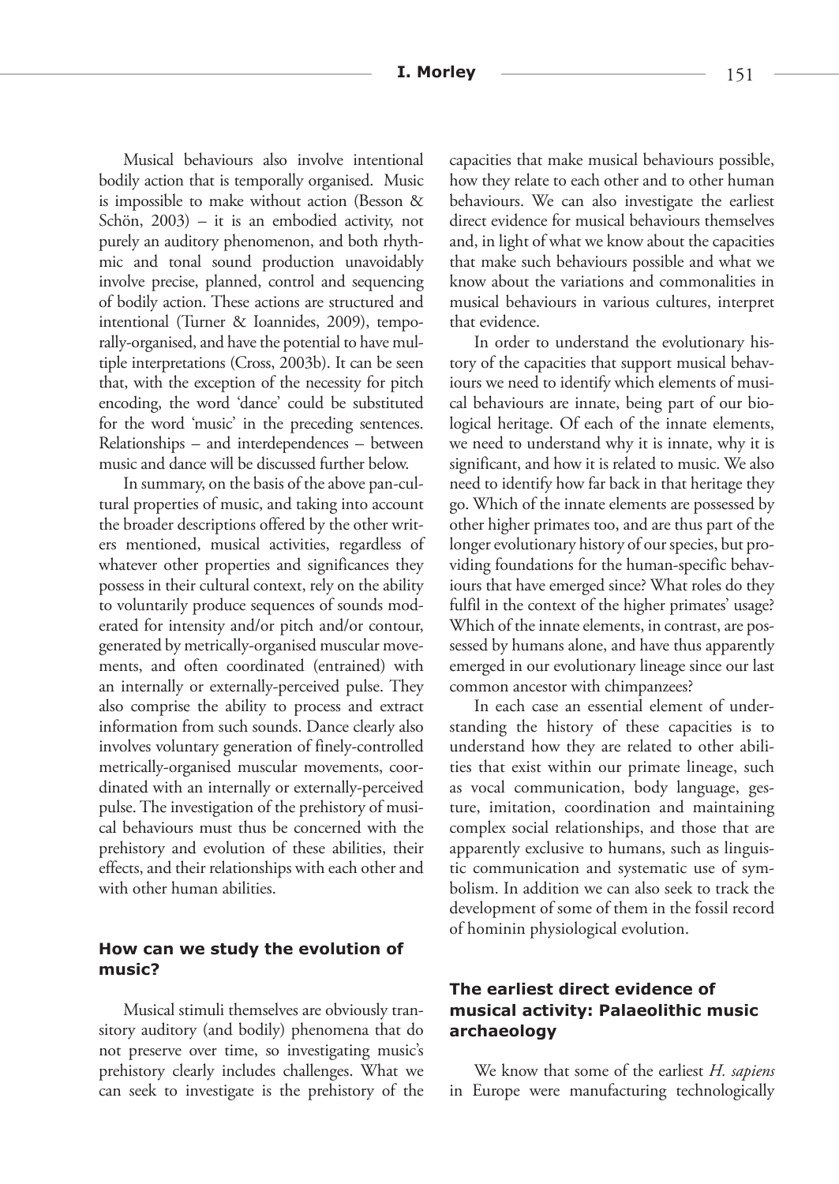Musical behaviours also involve intentional bodily action that is temporally organised. Music is impossible to make without action (Besson & Schön, 2003) – it is an embodied activity, not purely an auditory phenomenon, and both rhythmic and tonal sound production unavoidably involve precise, planned, control and sequencing of bodily action. These actions are structured and intentional (Turner & Ioannides, 2009), temporally-organised, and have the potential to have multiple interpretations (Cross, 2003b). It can be seen that, with the exception of the necessity for pitch encoding, the word 'dance' could be substituted for the word 'music' in the preceding sentences. Relationships – and interdependences – between music and dance will be discussed further below.

In summary, on the basis of the above pan-cultural properties of music, and taking into account the broader descriptions offered by the other writers mentioned, musical activities, regardless of whatever other properties and significances they possess in their cultural context, rely on the ability to voluntarily produce sequences of sounds moderated for intensity and/or pitch and/or contour, generated by metrically-organised muscular movements, and often coordinated (entrained) with an internally or externally-perceived pulse. They also comprise the ability to process and extract information from such sounds. Dance clearly also involves voluntary generation of finely-controlled metrically-organised muscular movements, coordinated with an internally or externally-perceived pulse. The investigation of the prehistory of musical behaviours must thus be concerned with the prehistory and evolution of these abilities, their effects, and their relationships with each other and with other human abilities.

## How can we study the evolution of music?

Musical stimuli themselves are obviously transitory auditory (and bodily) phenomena that do not preserve over time, so investigating music's prehistory clearly includes challenges. What we can seek to investigate is the prehistory of the capacities that make musical behaviours possible, how they relate to each other and to other human behaviours. We can also investigate the earliest direct evidence for musical behaviours themselves and, in light of what we know about the capacities that make such behaviours possible and what we know about the variations and commonalities in musical behaviours in various cultures, interpret that evidence.

In order to understand the evolutionary history of the capacities that support musical behaviours we need to identify which elements of musical behaviours are innate, being part of our biological heritage. Of each of the innate elements, we need to understand why it is innate, why it is significant, and how it is related to music. We also need to identify how far back in that heritage they go. Which of the innate elements are possessed by other higher primates too, and are thus part of the longer evolutionary history of our species, but providing foundations for the human-specific behaviours that have emerged since? What roles do they fulfil in the context of the higher primates' usage? Which of the innate elements, in contrast, are possessed by humans alone, and have thus apparently emerged in our evolutionary lineage since our last common ancestor with chimpanzees?

In each case an essential element of understanding the history of these capacities is to understand how they are related to other abilities that exist within our primate lineage, such as vocal communication, body language, gesture, imitation, coordination and maintaining complex social relationships, and those that are apparently exclusive to humans, such as linguistic communication and systematic use of symbolism. In addition we can also seek to track the development of some of them in the fossil record of hominin physiological evolution.

## The earliest direct evidence of musical activity: Palaeolithic music archaeology

We know that some of the earliest *H. sapiens* in Europe were manufacturing technologically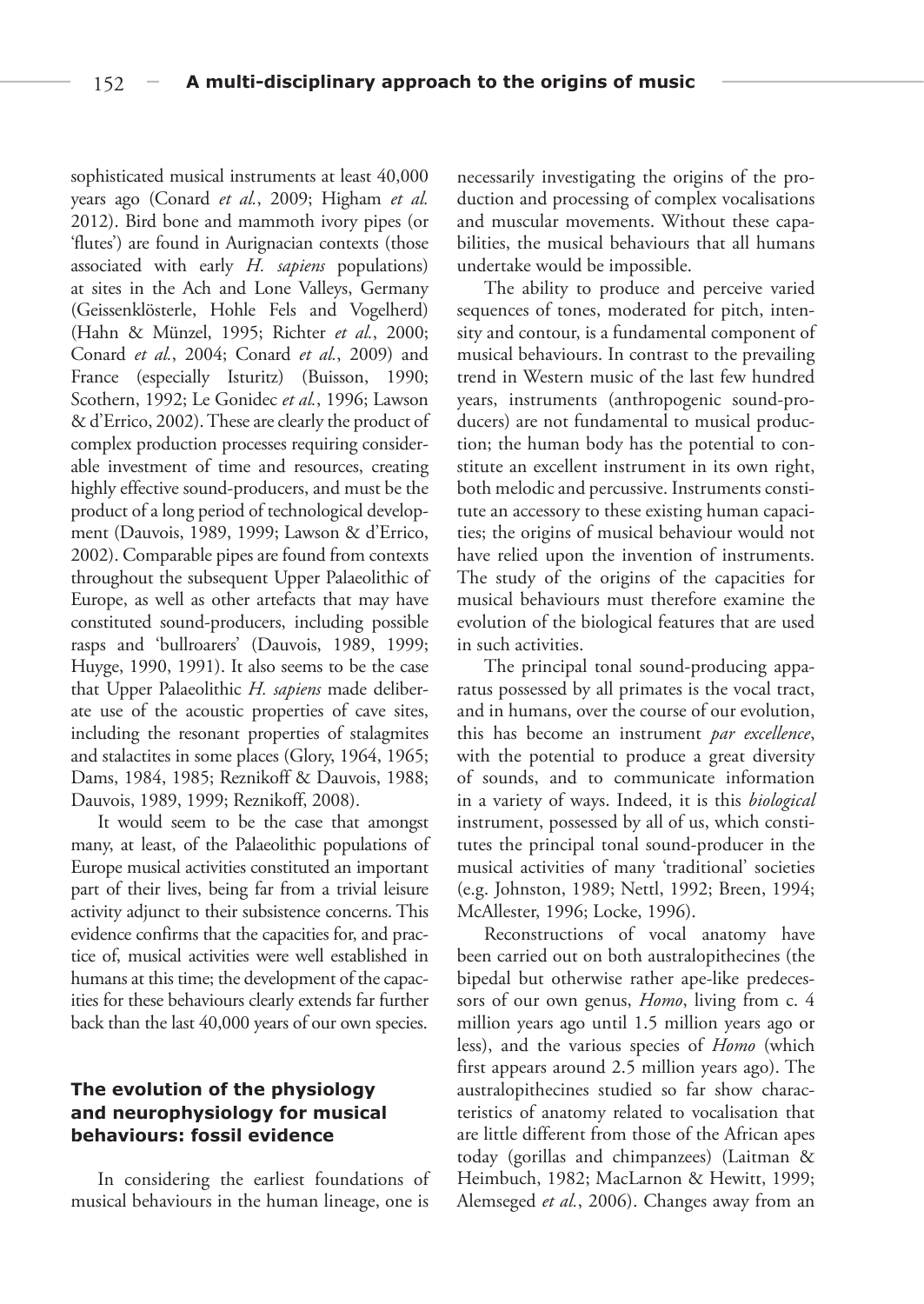sophisticated musical instruments at least 40,000 years ago (Conard *et al.*, 2009; Higham *et al.* 2012). Bird bone and mammoth ivory pipes (or 'flutes') are found in Aurignacian contexts (those associated with early *H. sapiens* populations) at sites in the Ach and Lone Valleys, Germany (Geissenklösterle, Hohle Fels and Vogelherd) (Hahn & Münzel, 1995; Richter *et al.*, 2000; Conard *et al.*, 2004; Conard *et al.*, 2009) and France (especially Isturitz) (Buisson, 1990; Scothern, 1992; Le Gonidec *et al.*, 1996; Lawson & d'Errico, 2002). These are clearly the product of complex production processes requiring considerable investment of time and resources, creating highly effective sound-producers, and must be the product of a long period of technological development (Dauvois, 1989, 1999; Lawson & d'Errico, 2002). Comparable pipes are found from contexts throughout the subsequent Upper Palaeolithic of Europe, as well as other artefacts that may have constituted sound-producers, including possible rasps and 'bullroarers' (Dauvois, 1989, 1999; Huyge, 1990, 1991). It also seems to be the case that Upper Palaeolithic *H. sapiens* made deliberate use of the acoustic properties of cave sites, including the resonant properties of stalagmites and stalactites in some places (Glory, 1964, 1965; Dams, 1984, 1985; Reznikoff & Dauvois, 1988; Dauvois, 1989, 1999; Reznikoff, 2008).

It would seem to be the case that amongst many, at least, of the Palaeolithic populations of Europe musical activities constituted an important part of their lives, being far from a trivial leisure activity adjunct to their subsistence concerns. This evidence confirms that the capacities for, and practice of, musical activities were well established in humans at this time; the development of the capacities for these behaviours clearly extends far further back than the last 40,000 years of our own species.

## The evolution of the physiology and neurophysiology for musical behaviours: fossil evidence

In considering the earliest foundations of musical behaviours in the human lineage, one is necessarily investigating the origins of the production and processing of complex vocalisations and muscular movements. Without these capabilities, the musical behaviours that all humans undertake would be impossible.

The ability to produce and perceive varied sequences of tones, moderated for pitch, intensity and contour, is a fundamental component of musical behaviours. In contrast to the prevailing trend in Western music of the last few hundred years, instruments (anthropogenic sound-producers) are not fundamental to musical production; the human body has the potential to constitute an excellent instrument in its own right, both melodic and percussive. Instruments constitute an accessory to these existing human capacities; the origins of musical behaviour would not have relied upon the invention of instruments. The study of the origins of the capacities for musical behaviours must therefore examine the evolution of the biological features that are used in such activities.

The principal tonal sound-producing apparatus possessed by all primates is the vocal tract, and in humans, over the course of our evolution, this has become an instrument *par excellence*, with the potential to produce a great diversity of sounds, and to communicate information in a variety of ways. Indeed, it is this *biological* instrument, possessed by all of us, which constitutes the principal tonal sound-producer in the musical activities of many 'traditional' societies (e.g. Johnston, 1989; Nettl, 1992; Breen, 1994; McAllester, 1996; Locke, 1996).

Reconstructions of vocal anatomy have been carried out on both australopithecines (the bipedal but otherwise rather ape-like predecessors of our own genus, *Homo*, living from c. 4 million years ago until 1.5 million years ago or less), and the various species of *Homo* (which first appears around 2.5 million years ago). The australopithecines studied so far show characteristics of anatomy related to vocalisation that are little different from those of the African apes today (gorillas and chimpanzees) (Laitman & Heimbuch, 1982; MacLarnon & Hewitt, 1999; Alemseged *et al.*, 2006). Changes away from an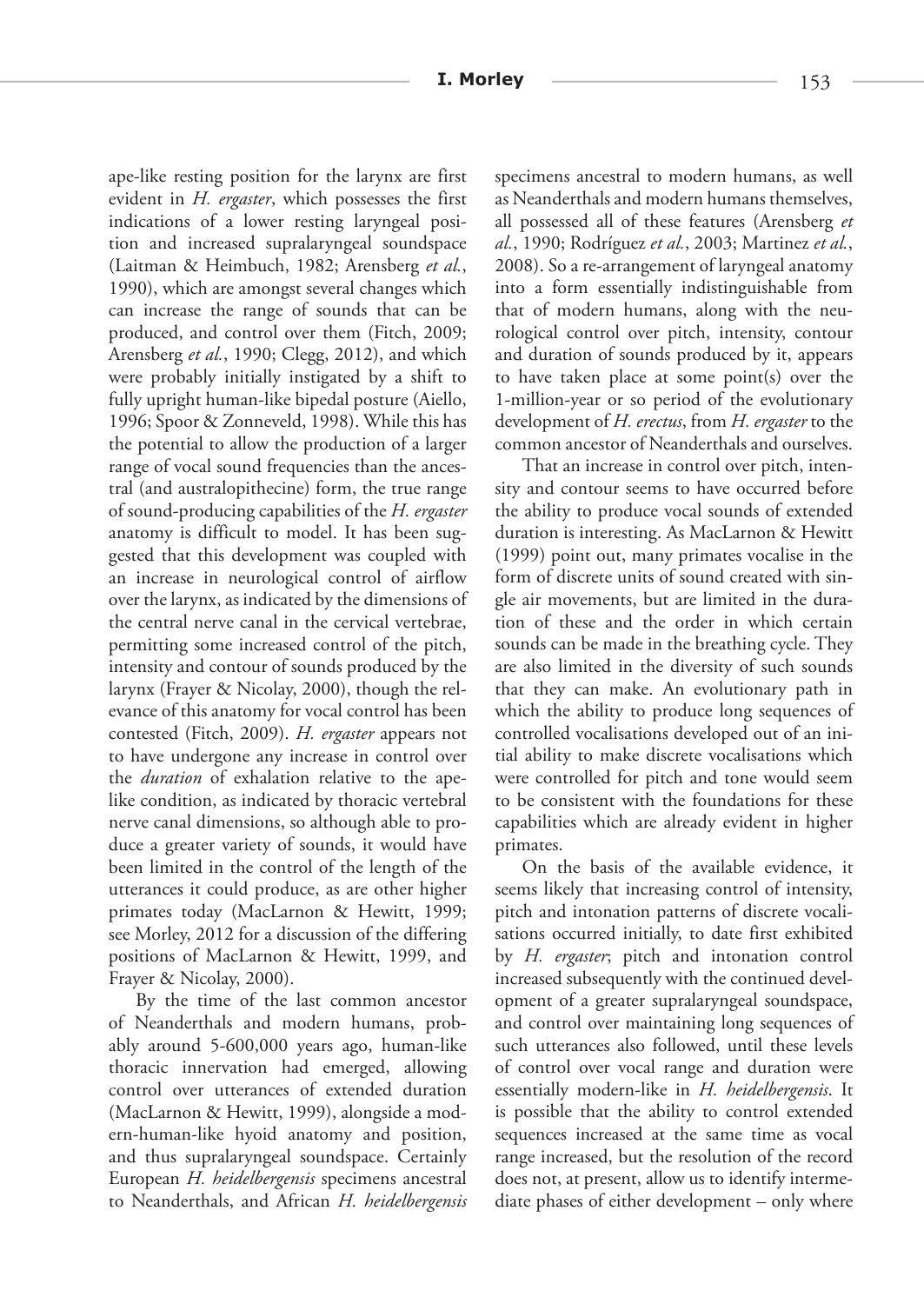ape-like resting position for the larynx are first evident in *H. ergaster*, which possesses the first indications of a lower resting laryngeal position and increased supralaryngeal soundspace (Laitman & Heimbuch, 1982; Arensberg *et al.*, 1990), which are amongst several changes which can increase the range of sounds that can be produced, and control over them (Fitch, 2009; Arensberg *et al.*, 1990; Clegg, 2012), and which were probably initially instigated by a shift to fully upright human-like bipedal posture (Aiello, 1996; Spoor & Zonneveld, 1998). While this has the potential to allow the production of a larger range of vocal sound frequencies than the ancestral (and australopithecine) form, the true range of sound-producing capabilities of the *H. ergaster* anatomy is difficult to model. It has been suggested that this development was coupled with an increase in neurological control of airflow over the larynx, as indicated by the dimensions of the central nerve canal in the cervical vertebrae, permitting some increased control of the pitch, intensity and contour of sounds produced by the larynx (Frayer & Nicolay, 2000), though the relevance of this anatomy for vocal control has been contested (Fitch, 2009). *H. ergaster* appears not to have undergone any increase in control over the *duration* of exhalation relative to the ape-like condition, as indicated by thoracic vertebral nerve canal dimensions, so although able to produce a greater variety of sounds, it would have been limited in the control of the length of the utterances it could produce, as are other higher primates today (MacLarnon & Hewitt, 1999; see Morley, 2012 for a discussion of the differing positions of MacLarnon & Hewitt, 1999, and Frayer & Nicolay, 2000).

By the time of the last common ancestor of Neanderthals and modern humans, probably around 5-600,000 years ago, human-like thoracic innervation had emerged, allowing control over utterances of extended duration (MacLarnon & Hewitt, 1999), alongside a modern-human-like hyoid anatomy and position, and thus supralaryngeal soundspace. Certainly European *H. heidelbergensis* specimens ancestral to Neanderthals, and African *H. heidelbergensis* specimens ancestral to modern humans, as well as Neanderthals and modern humans themselves, all possessed all of these features (Arensberg *et al.*, 1990; Rodríguez *et al.*, 2003; Martinez *et al.*, 2008). So a re-arrangement of laryngeal anatomy into a form essentially indistinguishable from that of modern humans, along with the neurological control over pitch, intensity, contour and duration of sounds produced by it, appears to have taken place at some point(s) over the 1-million-year or so period of the evolutionary development of *H. erectus*, from *H. ergaster* to the common ancestor of Neanderthals and ourselves.

That an increase in control over pitch, intensity and contour seems to have occurred before the ability to produce vocal sounds of extended duration is interesting. As MacLarnon & Hewitt (1999) point out, many primates vocalise in the form of discrete units of sound created with single air movements, but are limited in the duration of these and the order in which certain sounds can be made in the breathing cycle. They are also limited in the diversity of such sounds that they can make. An evolutionary path in which the ability to produce long sequences of controlled vocalisations developed out of an initial ability to make discrete vocalisations which were controlled for pitch and tone would seem to be consistent with the foundations for these capabilities which are already evident in higher primates.

On the basis of the available evidence, it seems likely that increasing control of intensity, pitch and intonation patterns of discrete vocalisations occurred initially, to date first exhibited by *H. ergaster*; pitch and intonation control increased subsequently with the continued development of a greater supralaryngeal soundspace, and control over maintaining long sequences of such utterances also followed, until these levels of control over vocal range and duration were essentially modern-like in *H. heidelbergensis*. It is possible that the ability to control extended sequences increased at the same time as vocal range increased, but the resolution of the record does not, at present, allow us to identify intermediate phases of either development – only where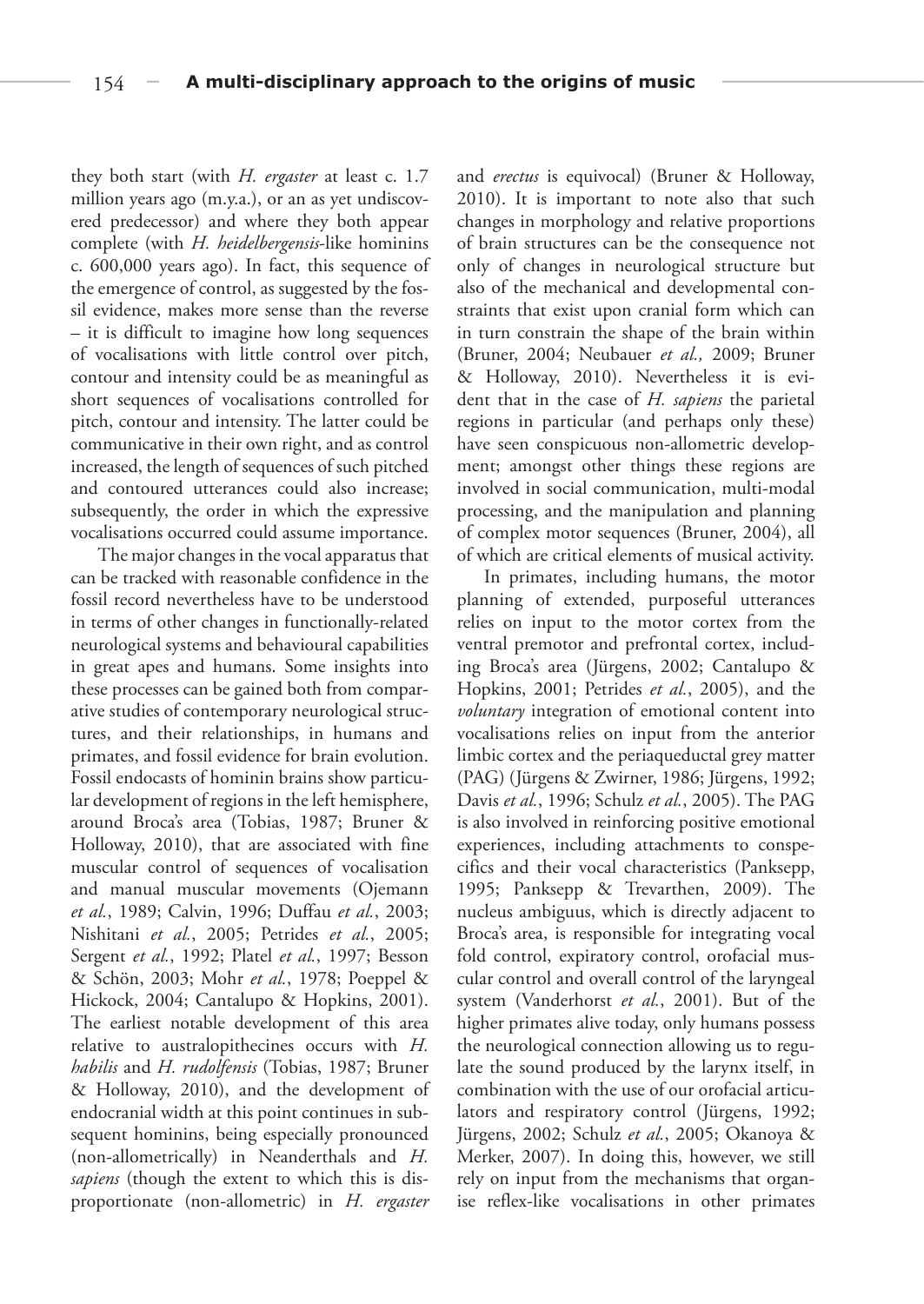they both start (with *H. ergaster* at least c. 1.7 million years ago (m.y.a.), or an as yet undiscovered predecessor) and where they both appear complete (with *H. heidelbergensis*-like hominins c. 600,000 years ago). In fact, this sequence of the emergence of control, as suggested by the fossil evidence, makes more sense than the reverse – it is difficult to imagine how long sequences of vocalisations with little control over pitch, contour and intensity could be as meaningful as short sequences of vocalisations controlled for pitch, contour and intensity. The latter could be communicative in their own right, and as control increased, the length of sequences of such pitched and contoured utterances could also increase; subsequently, the order in which the expressive vocalisations occurred could assume importance.

The major changes in the vocal apparatus that can be tracked with reasonable confidence in the fossil record nevertheless have to be understood in terms of other changes in functionally-related neurological systems and behavioural capabilities in great apes and humans. Some insights into these processes can be gained both from comparative studies of contemporary neurological structures, and their relationships, in humans and primates, and fossil evidence for brain evolution. Fossil endocasts of hominin brains show particular development of regions in the left hemisphere, around Broca's area (Tobias, 1987; Bruner & Holloway, 2010), that are associated with fine muscular control of sequences of vocalisation and manual muscular movements (Ojemann *et al.*, 1989; Calvin, 1996; Duffau *et al.*, 2003; Nishitani *et al.*, 2005; Petrides *et al.*, 2005; Sergent *et al.*, 1992; Platel *et al.*, 1997; Besson & Schön, 2003; Mohr *et al.*, 1978; Poeppel & Hickock, 2004; Cantalupo & Hopkins, 2001). The earliest notable development of this area relative to australopithecines occurs with *H. habilis* and *H. rudolfensis* (Tobias, 1987; Bruner & Holloway, 2010), and the development of endocranial width at this point continues in subsequent hominins, being especially pronounced (non-allometrically) in Neanderthals and *H. sapiens* (though the extent to which this is disproportionate (non-allometric) in *H. ergaster* and *erectus* is equivocal) (Bruner & Holloway, 2010). It is important to note also that such changes in morphology and relative proportions of brain structures can be the consequence not only of changes in neurological structure but also of the mechanical and developmental constraints that exist upon cranial form which can in turn constrain the shape of the brain within (Bruner, 2004; Neubauer *et al.,* 2009; Bruner & Holloway, 2010). Nevertheless it is evident that in the case of *H. sapiens* the parietal regions in particular (and perhaps only these) have seen conspicuous non-allometric development; amongst other things these regions are involved in social communication, multi-modal processing, and the manipulation and planning of complex motor sequences (Bruner, 2004), all of which are critical elements of musical activity.

In primates, including humans, the motor planning of extended, purposeful utterances relies on input to the motor cortex from the ventral premotor and prefrontal cortex, including Broca's area (Jürgens, 2002; Cantalupo & Hopkins, 2001; Petrides *et al.*, 2005), and the *voluntary* integration of emotional content into vocalisations relies on input from the anterior limbic cortex and the periaqueductal grey matter (PAG) (Jürgens & Zwirner, 1986; Jürgens, 1992; Davis *et al.*, 1996; Schulz *et al.*, 2005). The PAG is also involved in reinforcing positive emotional experiences, including attachments to conspecifics and their vocal characteristics (Panksepp, 1995; Panksepp & Trevarthen, 2009). The nucleus ambiguus, which is directly adjacent to Broca's area, is responsible for integrating vocal fold control, expiratory control, orofacial muscular control and overall control of the laryngeal system (Vanderhorst *et al.*, 2001). But of the higher primates alive today, only humans possess the neurological connection allowing us to regulate the sound produced by the larynx itself, in combination with the use of our orofacial articulators and respiratory control (Jürgens, 1992; Jürgens, 2002; Schulz *et al.*, 2005; Okanoya & Merker, 2007). In doing this, however, we still rely on input from the mechanisms that organise reflex-like vocalisations in other primates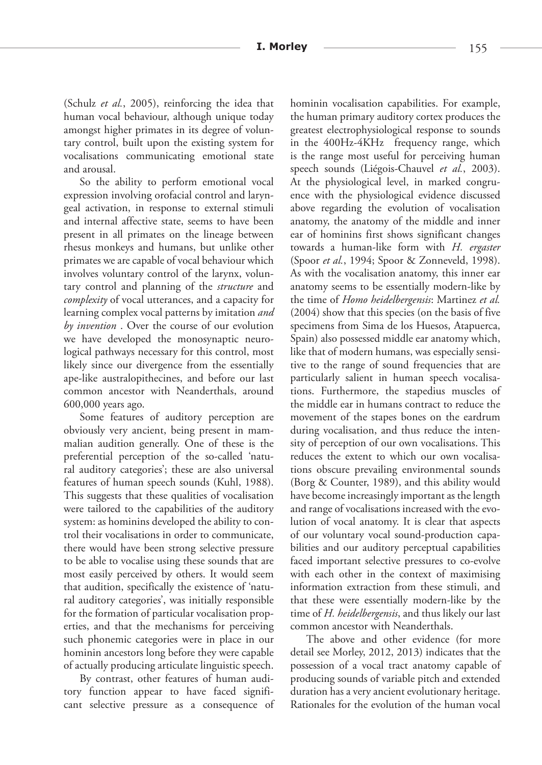(Schulz *et al.*, 2005), reinforcing the idea that human vocal behaviour, although unique today amongst higher primates in its degree of voluntary control, built upon the existing system for vocalisations communicating emotional state and arousal.

So the ability to perform emotional vocal expression involving orofacial control and laryngeal activation, in response to external stimuli and internal affective state, seems to have been present in all primates on the lineage between rhesus monkeys and humans, but unlike other primates we are capable of vocal behaviour which involves voluntary control of the larynx, voluntary control and planning of the *structure* and *complexity* of vocal utterances, and a capacity for learning complex vocal patterns by imitation *and by invention* . Over the course of our evolution we have developed the monosynaptic neurological pathways necessary for this control, most likely since our divergence from the essentially ape-like australopithecines, and before our last common ancestor with Neanderthals, around 600,000 years ago.

Some features of auditory perception are obviously very ancient, being present in mammalian audition generally. One of these is the preferential perception of the so-called 'natural auditory categories'; these are also universal features of human speech sounds (Kuhl, 1988). This suggests that these qualities of vocalisation were tailored to the capabilities of the auditory system: as hominins developed the ability to control their vocalisations in order to communicate, there would have been strong selective pressure to be able to vocalise using these sounds that are most easily perceived by others. It would seem that audition, specifically the existence of 'natural auditory categories', was initially responsible for the formation of particular vocalisation properties, and that the mechanisms for perceiving such phonemic categories were in place in our hominin ancestors long before they were capable of actually producing articulate linguistic speech.

By contrast, other features of human auditory function appear to have faced significant selective pressure as a consequence of hominin vocalisation capabilities. For example, the human primary auditory cortex produces the greatest electrophysiological response to sounds in the 400Hz-4KHz frequency range, which is the range most useful for perceiving human speech sounds (Liégois-Chauvel *et al.*, 2003). At the physiological level, in marked congruence with the physiological evidence discussed above regarding the evolution of vocalisation anatomy, the anatomy of the middle and inner ear of hominins first shows significant changes towards a human-like form with *H. ergaster* (Spoor *et al.*, 1994; Spoor & Zonneveld, 1998). As with the vocalisation anatomy, this inner ear anatomy seems to be essentially modern-like by the time of *Homo heidelbergensis*: Martinez *et al.* (2004) show that this species (on the basis of five specimens from Sima de los Huesos, Atapuerca, Spain) also possessed middle ear anatomy which, like that of modern humans, was especially sensitive to the range of sound frequencies that are particularly salient in human speech vocalisations. Furthermore, the stapedius muscles of the middle ear in humans contract to reduce the movement of the stapes bones on the eardrum during vocalisation, and thus reduce the intensity of perception of our own vocalisations. This reduces the extent to which our own vocalisations obscure prevailing environmental sounds (Borg & Counter, 1989), and this ability would have become increasingly important as the length and range of vocalisations increased with the evolution of vocal anatomy. It is clear that aspects of our voluntary vocal sound-production capabilities and our auditory perceptual capabilities faced important selective pressures to co-evolve with each other in the context of maximising information extraction from these stimuli, and that these were essentially modern-like by the time of *H. heidelbergensis*, and thus likely our last common ancestor with Neanderthals.

The above and other evidence (for more detail see Morley, 2012, 2013) indicates that the possession of a vocal tract anatomy capable of producing sounds of variable pitch and extended duration has a very ancient evolutionary heritage. Rationales for the evolution of the human vocal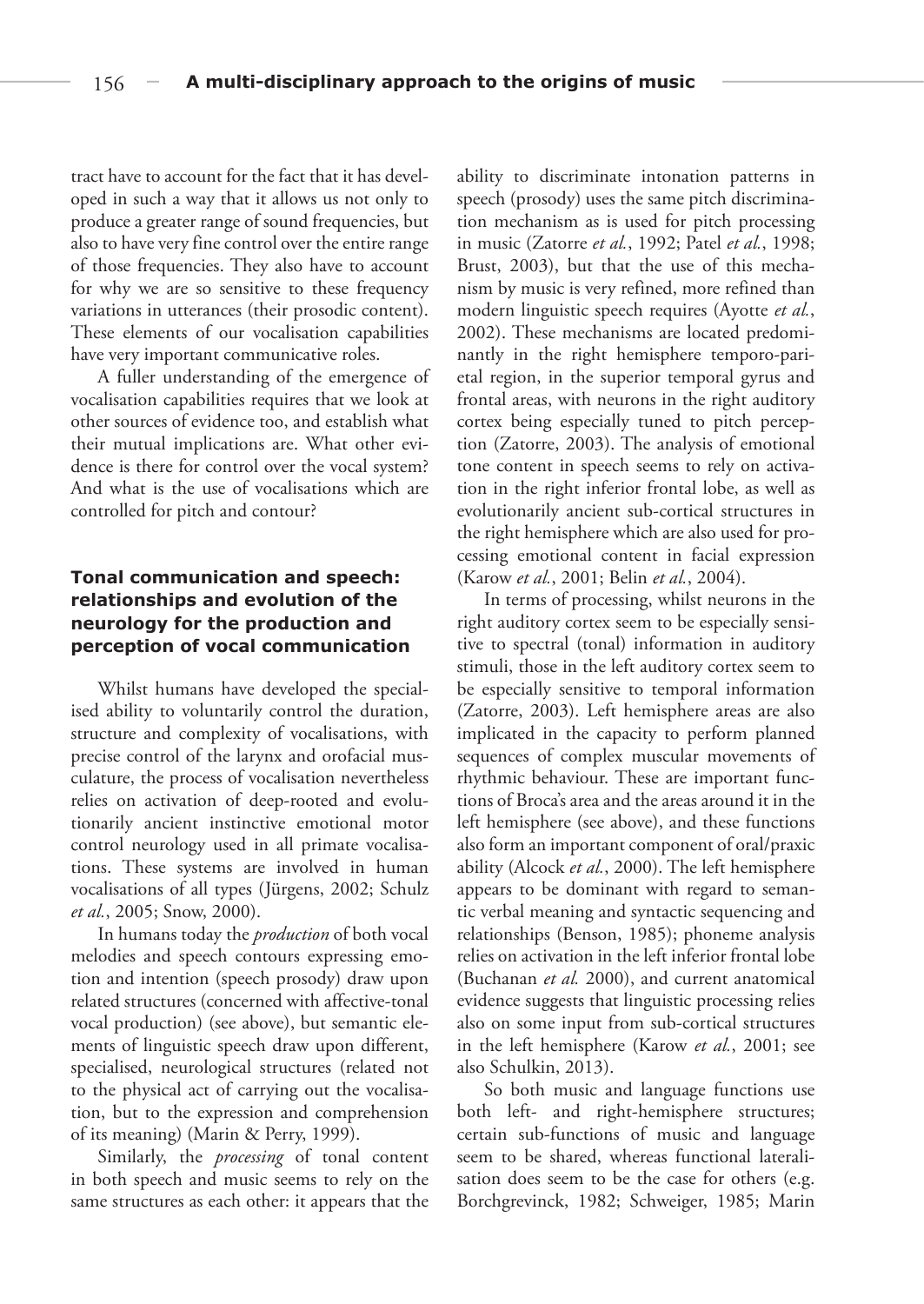tract have to account for the fact that it has developed in such a way that it allows us not only to produce a greater range of sound frequencies, but also to have very fine control over the entire range of those frequencies. They also have to account for why we are so sensitive to these frequency variations in utterances (their prosodic content). These elements of our vocalisation capabilities have very important communicative roles.

A fuller understanding of the emergence of vocalisation capabilities requires that we look at other sources of evidence too, and establish what their mutual implications are. What other evidence is there for control over the vocal system? And what is the use of vocalisations which are controlled for pitch and contour?

### Tonal communication and speech: relationships and evolution of the neurology for the production and perception of vocal communication

Whilst humans have developed the specialised ability to voluntarily control the duration, structure and complexity of vocalisations, with precise control of the larynx and orofacial musculature, the process of vocalisation nevertheless relies on activation of deep-rooted and evolutionarily ancient instinctive emotional motor control neurology used in all primate vocalisations. These systems are involved in human vocalisations of all types (Jürgens, 2002; Schulz *et al.*, 2005; Snow, 2000).

In humans today the *production* of both vocal melodies and speech contours expressing emotion and intention (speech prosody) draw upon related structures (concerned with affective-tonal vocal production) (see above), but semantic elements of linguistic speech draw upon different, specialised, neurological structures (related not to the physical act of carrying out the vocalisation, but to the expression and comprehension of its meaning) (Marin & Perry, 1999).

Similarly, the *processing* of tonal content in both speech and music seems to rely on the same structures as each other: it appears that the ability to discriminate intonation patterns in speech (prosody) uses the same pitch discrimination mechanism as is used for pitch processing in music (Zatorre *et al.*, 1992; Patel *et al.*, 1998; Brust, 2003), but that the use of this mechanism by music is very refined, more refined than modern linguistic speech requires (Ayotte *et al.*, 2002). These mechanisms are located predominantly in the right hemisphere temporo-parietal region, in the superior temporal gyrus and frontal areas, with neurons in the right auditory cortex being especially tuned to pitch perception (Zatorre, 2003). The analysis of emotional tone content in speech seems to rely on activation in the right inferior frontal lobe, as well as evolutionarily ancient sub-cortical structures in the right hemisphere which are also used for processing emotional content in facial expression (Karow *et al.*, 2001; Belin *et al.*, 2004).

In terms of processing, whilst neurons in the right auditory cortex seem to be especially sensitive to spectral (tonal) information in auditory stimuli, those in the left auditory cortex seem to be especially sensitive to temporal information (Zatorre, 2003). Left hemisphere areas are also implicated in the capacity to perform planned sequences of complex muscular movements of rhythmic behaviour. These are important functions of Broca's area and the areas around it in the left hemisphere (see above), and these functions also form an important component of oral/praxic ability (Alcock *et al.*, 2000). The left hemisphere appears to be dominant with regard to semantic verbal meaning and syntactic sequencing and relationships (Benson, 1985); phoneme analysis relies on activation in the left inferior frontal lobe (Buchanan *et al.* 2000), and current anatomical evidence suggests that linguistic processing relies also on some input from sub-cortical structures in the left hemisphere (Karow *et al.*, 2001; see also Schulkin, 2013).

So both music and language functions use both left- and right-hemisphere structures; certain sub-functions of music and language seem to be shared, whereas functional lateralisation does seem to be the case for others (e.g. Borchgrevinck, 1982; Schweiger, 1985; Marin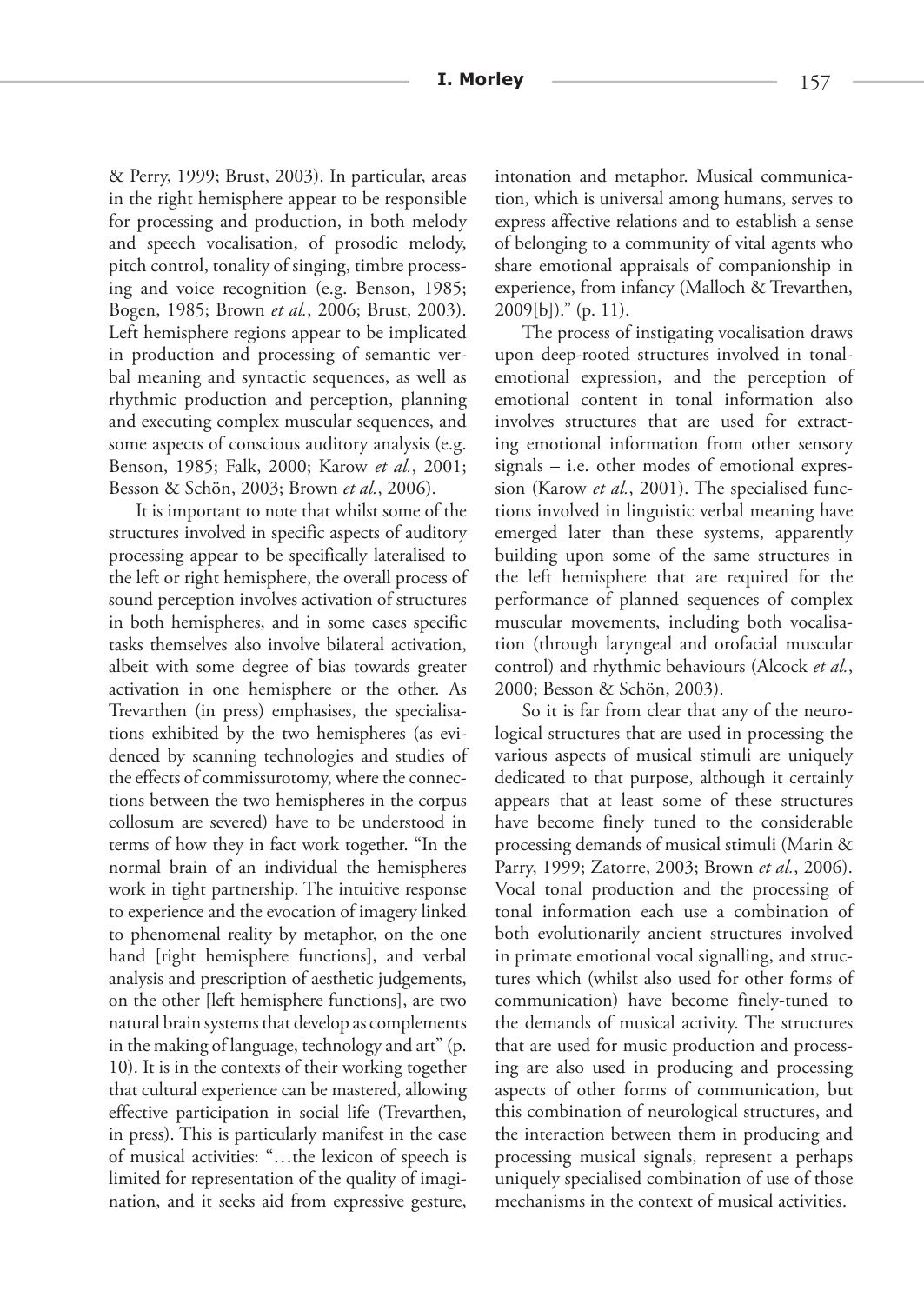& Perry, 1999; Brust, 2003). In particular, areas in the right hemisphere appear to be responsible for processing and production, in both melody and speech vocalisation, of prosodic melody, pitch control, tonality of singing, timbre processing and voice recognition (e.g. Benson, 1985; Bogen, 1985; Brown *et al.*, 2006; Brust, 2003). Left hemisphere regions appear to be implicated in production and processing of semantic verbal meaning and syntactic sequences, as well as rhythmic production and perception, planning and executing complex muscular sequences, and some aspects of conscious auditory analysis (e.g. Benson, 1985; Falk, 2000; Karow *et al.*, 2001; Besson & Schön, 2003; Brown *et al.*, 2006).

It is important to note that whilst some of the structures involved in specific aspects of auditory processing appear to be specifically lateralised to the left or right hemisphere, the overall process of sound perception involves activation of structures in both hemispheres, and in some cases specific tasks themselves also involve bilateral activation, albeit with some degree of bias towards greater activation in one hemisphere or the other. As Trevarthen (in press) emphasises, the specialisations exhibited by the two hemispheres (as evidenced by scanning technologies and studies of the effects of commissurotomy, where the connections between the two hemispheres in the corpus collosum are severed) have to be understood in terms of how they in fact work together. "In the normal brain of an individual the hemispheres work in tight partnership. The intuitive response to experience and the evocation of imagery linked to phenomenal reality by metaphor, on the one hand [right hemisphere functions], and verbal analysis and prescription of aesthetic judgements, on the other [left hemisphere functions], are two natural brain systems that develop as complements in the making of language, technology and art" (p. 10). It is in the contexts of their working together that cultural experience can be mastered, allowing effective participation in social life (Trevarthen, in press). This is particularly manifest in the case of musical activities: "…the lexicon of speech is limited for representation of the quality of imagination, and it seeks aid from expressive gesture, intonation and metaphor. Musical communication, which is universal among humans, serves to express affective relations and to establish a sense of belonging to a community of vital agents who share emotional appraisals of companionship in experience, from infancy (Malloch & Trevarthen, 2009[b])." (p. 11).

The process of instigating vocalisation draws upon deep-rooted structures involved in tonal-emotional expression, and the perception of emotional content in tonal information also involves structures that are used for extracting emotional information from other sensory signals – i.e. other modes of emotional expression (Karow *et al.*, 2001). The specialised functions involved in linguistic verbal meaning have emerged later than these systems, apparently building upon some of the same structures in the left hemisphere that are required for the performance of planned sequences of complex muscular movements, including both vocalisation (through laryngeal and orofacial muscular control) and rhythmic behaviours (Alcock *et al.*, 2000; Besson & Schön, 2003).

So it is far from clear that any of the neurological structures that are used in processing the various aspects of musical stimuli are uniquely dedicated to that purpose, although it certainly appears that at least some of these structures have become finely tuned to the considerable processing demands of musical stimuli (Marin & Parry, 1999; Zatorre, 2003; Brown *et al.*, 2006). Vocal tonal production and the processing of tonal information each use a combination of both evolutionarily ancient structures involved in primate emotional vocal signalling, and structures which (whilst also used for other forms of communication) have become finely-tuned to the demands of musical activity. The structures that are used for music production and processing are also used in producing and processing aspects of other forms of communication, but this combination of neurological structures, and the interaction between them in producing and processing musical signals, represent a perhaps uniquely specialised combination of use of those mechanisms in the context of musical activities.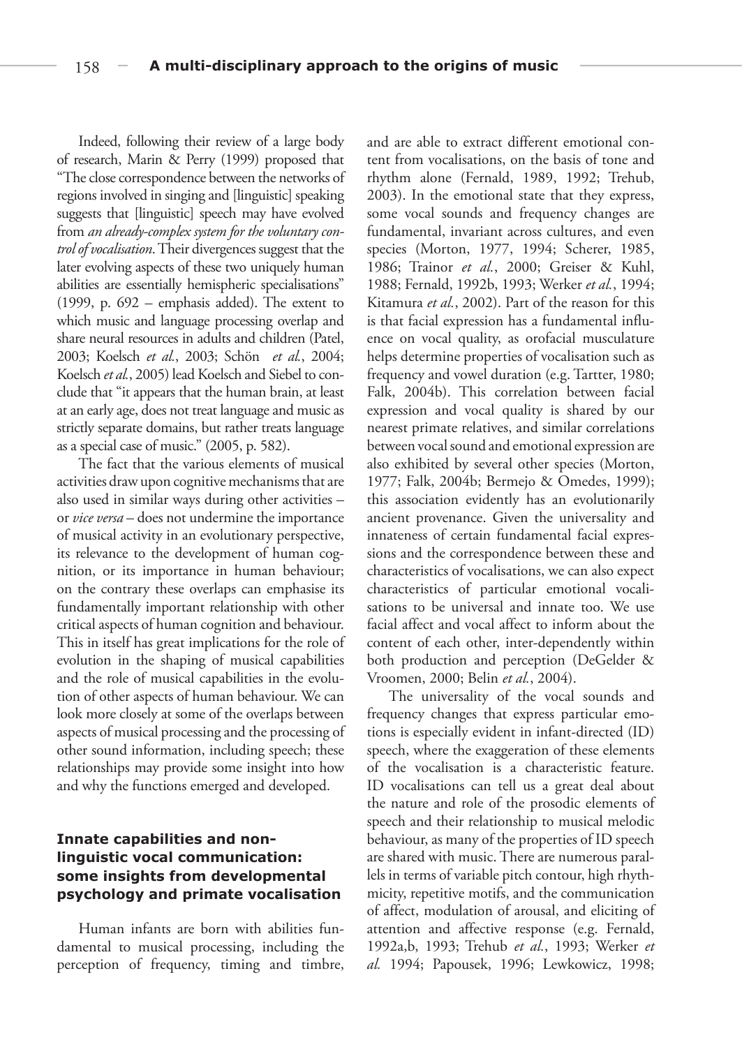Indeed, following their review of a large body of research, Marin & Perry (1999) proposed that "The close correspondence between the networks of regions involved in singing and [linguistic] speaking suggests that [linguistic] speech may have evolved from *an already-complex system for the voluntary control of vocalisation*. Their divergences suggest that the later evolving aspects of these two uniquely human abilities are essentially hemispheric specialisations" (1999, p. 692 – emphasis added). The extent to which music and language processing overlap and share neural resources in adults and children (Patel, 2003; Koelsch *et al.*, 2003; Schön *et al.*, 2004; Koelsch *et al.*, 2005) lead Koelsch and Siebel to conclude that "it appears that the human brain, at least at an early age, does not treat language and music as strictly separate domains, but rather treats language as a special case of music." (2005, p. 582).

The fact that the various elements of musical activities draw upon cognitive mechanisms that are also used in similar ways during other activities – or *vice versa* – does not undermine the importance of musical activity in an evolutionary perspective, its relevance to the development of human cognition, or its importance in human behaviour; on the contrary these overlaps can emphasise its fundamentally important relationship with other critical aspects of human cognition and behaviour. This in itself has great implications for the role of evolution in the shaping of musical capabilities and the role of musical capabilities in the evolution of other aspects of human behaviour. We can look more closely at some of the overlaps between aspects of musical processing and the processing of other sound information, including speech; these relationships may provide some insight into how and why the functions emerged and developed.

## Innate capabilities and non-linguistic vocal communication: some insights from developmental psychology and primate vocalisation

Human infants are born with abilities fundamental to musical processing, including the perception of frequency, timing and timbre, and are able to extract different emotional content from vocalisations, on the basis of tone and rhythm alone (Fernald, 1989, 1992; Trehub, 2003). In the emotional state that they express, some vocal sounds and frequency changes are fundamental, invariant across cultures, and even species (Morton, 1977, 1994; Scherer, 1985, 1986; Trainor *et al.*, 2000; Greiser & Kuhl, 1988; Fernald, 1992b, 1993; Werker *et al.*, 1994; Kitamura *et al.*, 2002). Part of the reason for this is that facial expression has a fundamental influence on vocal quality, as orofacial musculature helps determine properties of vocalisation such as frequency and vowel duration (e.g. Tartter, 1980; Falk, 2004b). This correlation between facial expression and vocal quality is shared by our nearest primate relatives, and similar correlations between vocal sound and emotional expression are also exhibited by several other species (Morton, 1977; Falk, 2004b; Bermejo & Omedes, 1999); this association evidently has an evolutionarily ancient provenance. Given the universality and innateness of certain fundamental facial expressions and the correspondence between these and characteristics of vocalisations, we can also expect characteristics of particular emotional vocalisations to be universal and innate too. We use facial affect and vocal affect to inform about the content of each other, inter-dependently within both production and perception (DeGelder & Vroomen, 2000; Belin *et al.*, 2004).

The universality of the vocal sounds and frequency changes that express particular emotions is especially evident in infant-directed (ID) speech, where the exaggeration of these elements of the vocalisation is a characteristic feature. ID vocalisations can tell us a great deal about the nature and role of the prosodic elements of speech and their relationship to musical melodic behaviour, as many of the properties of ID speech are shared with music. There are numerous parallels in terms of variable pitch contour, high rhythmicity, repetitive motifs, and the communication of affect, modulation of arousal, and eliciting of attention and affective response (e.g. Fernald, 1992a,b, 1993; Trehub *et al.*, 1993; Werker *et al.* 1994; Papousek, 1996; Lewkowicz, 1998;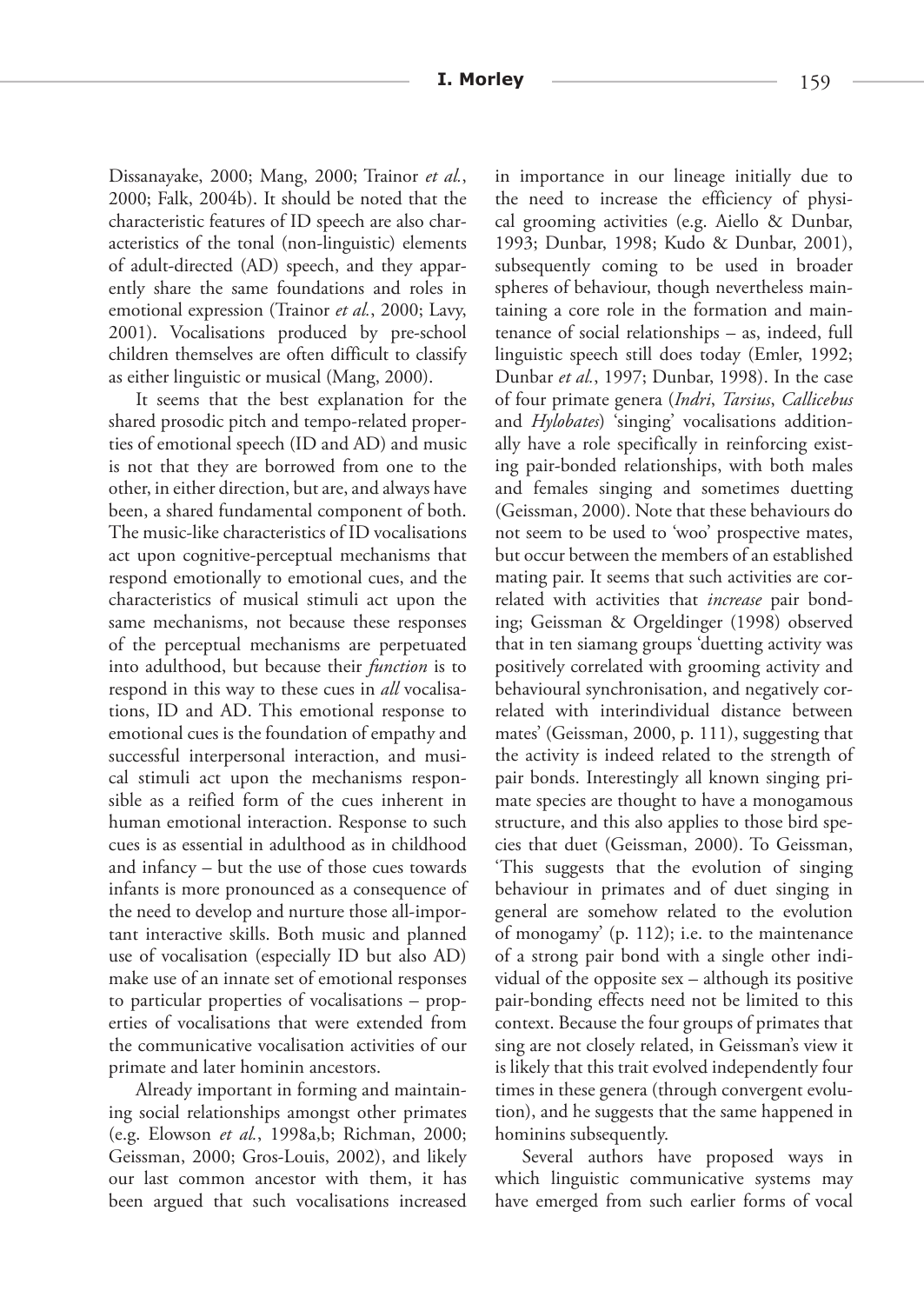Dissanayake, 2000; Mang, 2000; Trainor *et al.*, 2000; Falk, 2004b). It should be noted that the characteristic features of ID speech are also characteristics of the tonal (non-linguistic) elements of adult-directed (AD) speech, and they apparently share the same foundations and roles in emotional expression (Trainor *et al.*, 2000; Lavy, 2001). Vocalisations produced by pre-school children themselves are often difficult to classify as either linguistic or musical (Mang, 2000).

It seems that the best explanation for the shared prosodic pitch and tempo-related properties of emotional speech (ID and AD) and music is not that they are borrowed from one to the other, in either direction, but are, and always have been, a shared fundamental component of both. The music-like characteristics of ID vocalisations act upon cognitive-perceptual mechanisms that respond emotionally to emotional cues, and the characteristics of musical stimuli act upon the same mechanisms, not because these responses of the perceptual mechanisms are perpetuated into adulthood, but because their *function* is to respond in this way to these cues in *all* vocalisations, ID and AD. This emotional response to emotional cues is the foundation of empathy and successful interpersonal interaction, and musical stimuli act upon the mechanisms responsible as a reified form of the cues inherent in human emotional interaction. Response to such cues is as essential in adulthood as in childhood and infancy – but the use of those cues towards infants is more pronounced as a consequence of the need to develop and nurture those all-important interactive skills. Both music and planned use of vocalisation (especially ID but also AD) make use of an innate set of emotional responses to particular properties of vocalisations – properties of vocalisations that were extended from the communicative vocalisation activities of our primate and later hominin ancestors.

Already important in forming and maintaining social relationships amongst other primates (e.g. Elowson *et al.*, 1998a,b; Richman, 2000; Geissman, 2000; Gros-Louis, 2002), and likely our last common ancestor with them, it has been argued that such vocalisations increased in importance in our lineage initially due to the need to increase the efficiency of physical grooming activities (e.g. Aiello & Dunbar, 1993; Dunbar, 1998; Kudo & Dunbar, 2001), subsequently coming to be used in broader spheres of behaviour, though nevertheless maintaining a core role in the formation and maintenance of social relationships – as, indeed, full linguistic speech still does today (Emler, 1992; Dunbar *et al.*, 1997; Dunbar, 1998). In the case of four primate genera (*Indri*, *Tarsius*, *Callicebus* and *Hylobates*) 'singing' vocalisations additionally have a role specifically in reinforcing existing pair-bonded relationships, with both males and females singing and sometimes duetting (Geissman, 2000). Note that these behaviours do not seem to be used to 'woo' prospective mates, but occur between the members of an established mating pair. It seems that such activities are correlated with activities that *increase* pair bonding; Geissman & Orgeldinger (1998) observed that in ten siamang groups 'duetting activity was positively correlated with grooming activity and behavioural synchronisation, and negatively correlated with interindividual distance between mates' (Geissman, 2000, p. 111), suggesting that the activity is indeed related to the strength of pair bonds. Interestingly all known singing primate species are thought to have a monogamous structure, and this also applies to those bird species that duet (Geissman, 2000). To Geissman, 'This suggests that the evolution of singing behaviour in primates and of duet singing in general are somehow related to the evolution of monogamy' (p. 112); i.e. to the maintenance of a strong pair bond with a single other individual of the opposite sex – although its positive pair-bonding effects need not be limited to this context. Because the four groups of primates that sing are not closely related, in Geissman's view it is likely that this trait evolved independently four times in these genera (through convergent evolution), and he suggests that the same happened in hominins subsequently.

Several authors have proposed ways in which linguistic communicative systems may have emerged from such earlier forms of vocal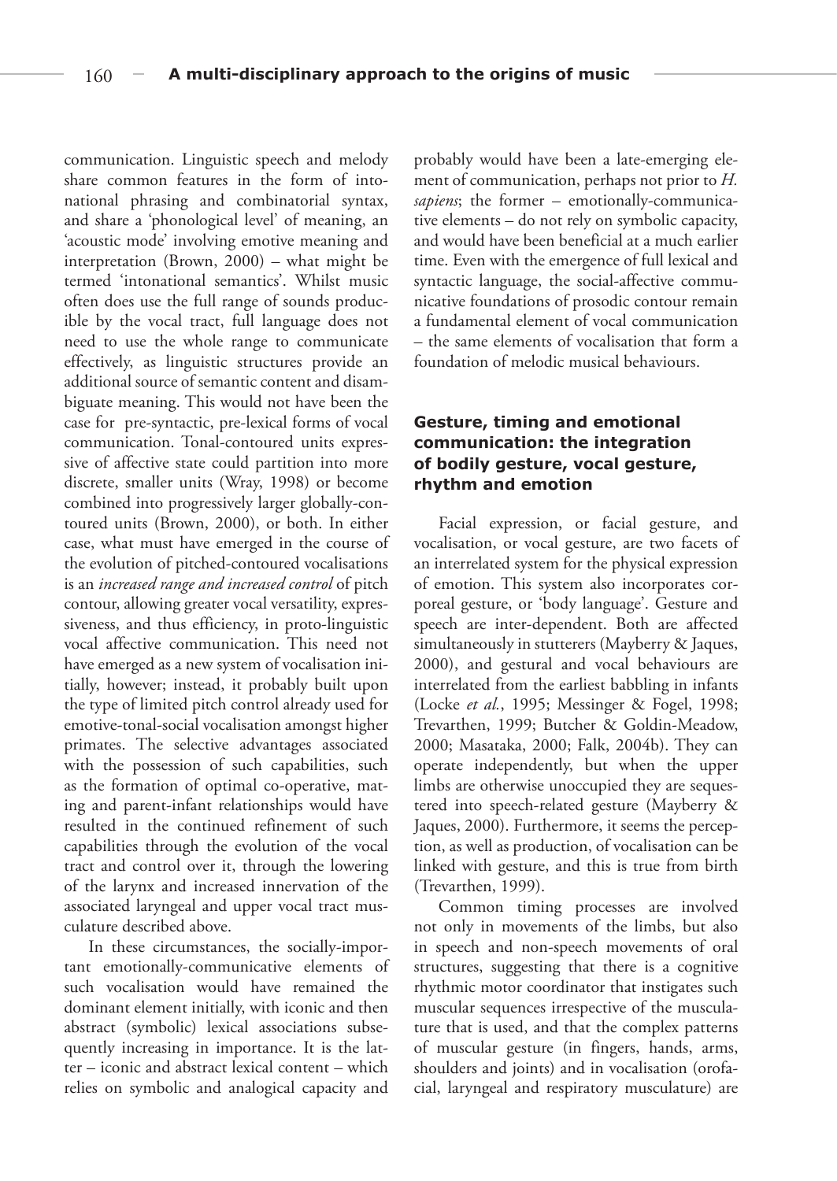communication. Linguistic speech and melody share common features in the form of intonational phrasing and combinatorial syntax, and share a 'phonological level' of meaning, an 'acoustic mode' involving emotive meaning and interpretation (Brown, 2000) – what might be termed 'intonational semantics'. Whilst music often does use the full range of sounds producible by the vocal tract, full language does not need to use the whole range to communicate effectively, as linguistic structures provide an additional source of semantic content and disambiguate meaning. This would not have been the case for pre-syntactic, pre-lexical forms of vocal communication. Tonal-contoured units expressive of affective state could partition into more discrete, smaller units (Wray, 1998) or become combined into progressively larger globally-contoured units (Brown, 2000), or both. In either case, what must have emerged in the course of the evolution of pitched-contoured vocalisations is an *increased range and increased control* of pitch contour, allowing greater vocal versatility, expressiveness, and thus efficiency, in proto-linguistic vocal affective communication. This need not have emerged as a new system of vocalisation initially, however; instead, it probably built upon the type of limited pitch control already used for emotive-tonal-social vocalisation amongst higher primates. The selective advantages associated with the possession of such capabilities, such as the formation of optimal co-operative, mating and parent-infant relationships would have resulted in the continued refinement of such capabilities through the evolution of the vocal tract and control over it, through the lowering of the larynx and increased innervation of the associated laryngeal and upper vocal tract musculature described above.

In these circumstances, the socially-important emotionally-communicative elements of such vocalisation would have remained the dominant element initially, with iconic and then abstract (symbolic) lexical associations subsequently increasing in importance. It is the latter – iconic and abstract lexical content – which relies on symbolic and analogical capacity and probably would have been a late-emerging element of communication, perhaps not prior to *H. sapiens*; the former – emotionally-communicative elements – do not rely on symbolic capacity, and would have been beneficial at a much earlier time. Even with the emergence of full lexical and syntactic language, the social-affective communicative foundations of prosodic contour remain a fundamental element of vocal communication – the same elements of vocalisation that form a foundation of melodic musical behaviours.

## Gesture, timing and emotional communication: the integration of bodily gesture, vocal gesture, rhythm and emotion

Facial expression, or facial gesture, and vocalisation, or vocal gesture, are two facets of an interrelated system for the physical expression of emotion. This system also incorporates corporeal gesture, or 'body language'. Gesture and speech are inter-dependent. Both are affected simultaneously in stutterers (Mayberry & Jaques, 2000), and gestural and vocal behaviours are interrelated from the earliest babbling in infants (Locke *et al.*, 1995; Messinger & Fogel, 1998; Trevarthen, 1999; Butcher & Goldin-Meadow, 2000; Masataka, 2000; Falk, 2004b). They can operate independently, but when the upper limbs are otherwise unoccupied they are sequestered into speech-related gesture (Mayberry & Jaques, 2000). Furthermore, it seems the perception, as well as production, of vocalisation can be linked with gesture, and this is true from birth (Trevarthen, 1999).

Common timing processes are involved not only in movements of the limbs, but also in speech and non-speech movements of oral structures, suggesting that there is a cognitive rhythmic motor coordinator that instigates such muscular sequences irrespective of the musculature that is used, and that the complex patterns of muscular gesture (in fingers, hands, arms, shoulders and joints) and in vocalisation (orofacial, laryngeal and respiratory musculature) are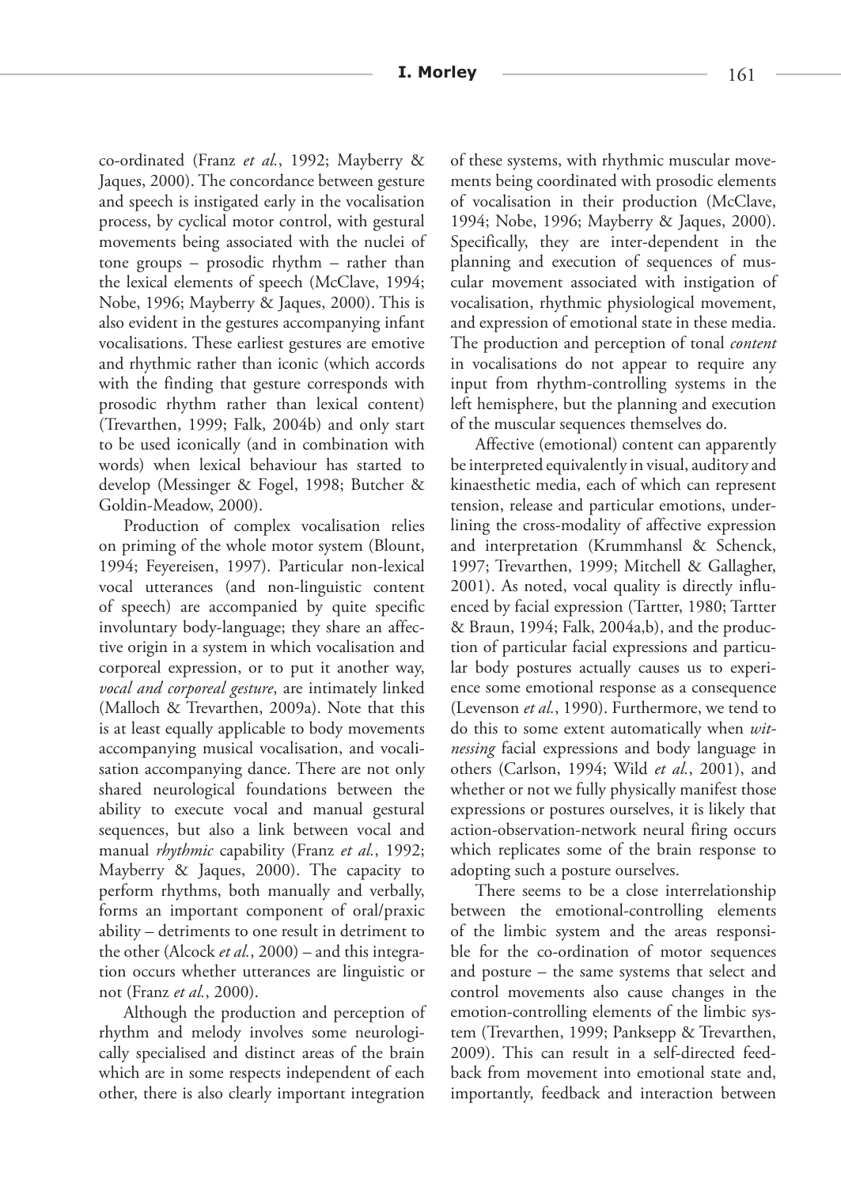co-ordinated (Franz *et al.*, 1992; Mayberry & Jaques, 2000). The concordance between gesture and speech is instigated early in the vocalisation process, by cyclical motor control, with gestural movements being associated with the nuclei of tone groups – prosodic rhythm – rather than the lexical elements of speech (McClave, 1994; Nobe, 1996; Mayberry & Jaques, 2000). This is also evident in the gestures accompanying infant vocalisations. These earliest gestures are emotive and rhythmic rather than iconic (which accords with the finding that gesture corresponds with prosodic rhythm rather than lexical content) (Trevarthen, 1999; Falk, 2004b) and only start to be used iconically (and in combination with words) when lexical behaviour has started to develop (Messinger & Fogel, 1998; Butcher & Goldin-Meadow, 2000).

Production of complex vocalisation relies on priming of the whole motor system (Blount, 1994; Feyereisen, 1997). Particular non-lexical vocal utterances (and non-linguistic content of speech) are accompanied by quite specific involuntary body-language; they share an affective origin in a system in which vocalisation and corporeal expression, or to put it another way, *vocal and corporeal gesture*, are intimately linked (Malloch & Trevarthen, 2009a). Note that this is at least equally applicable to body movements accompanying musical vocalisation, and vocalisation accompanying dance. There are not only shared neurological foundations between the ability to execute vocal and manual gestural sequences, but also a link between vocal and manual *rhythmic* capability (Franz *et al.*, 1992; Mayberry & Jaques, 2000). The capacity to perform rhythms, both manually and verbally, forms an important component of oral/praxic ability – detriments to one result in detriment to the other (Alcock *et al.*, 2000) – and this integration occurs whether utterances are linguistic or not (Franz *et al.*, 2000).

Although the production and perception of rhythm and melody involves some neurologically specialised and distinct areas of the brain which are in some respects independent of each other, there is also clearly important integration of these systems, with rhythmic muscular movements being coordinated with prosodic elements of vocalisation in their production (McClave, 1994; Nobe, 1996; Mayberry & Jaques, 2000). Specifically, they are inter-dependent in the planning and execution of sequences of muscular movement associated with instigation of vocalisation, rhythmic physiological movement, and expression of emotional state in these media. The production and perception of tonal *content* in vocalisations do not appear to require any input from rhythm-controlling systems in the left hemisphere, but the planning and execution of the muscular sequences themselves do.

Affective (emotional) content can apparently be interpreted equivalently in visual, auditory and kinaesthetic media, each of which can represent tension, release and particular emotions, underlining the cross-modality of affective expression and interpretation (Krummhansl & Schenck, 1997; Trevarthen, 1999; Mitchell & Gallagher, 2001). As noted, vocal quality is directly influenced by facial expression (Tartter, 1980; Tartter & Braun, 1994; Falk, 2004a,b), and the production of particular facial expressions and particular body postures actually causes us to experience some emotional response as a consequence (Levenson *et al.*, 1990). Furthermore, we tend to do this to some extent automatically when *witnessing* facial expressions and body language in others (Carlson, 1994; Wild *et al.*, 2001), and whether or not we fully physically manifest those expressions or postures ourselves, it is likely that action-observation-network neural firing occurs which replicates some of the brain response to adopting such a posture ourselves.

There seems to be a close interrelationship between the emotional-controlling elements of the limbic system and the areas responsible for the co-ordination of motor sequences and posture – the same systems that select and control movements also cause changes in the emotion-controlling elements of the limbic system (Trevarthen, 1999; Panksepp & Trevarthen, 2009). This can result in a self-directed feedback from movement into emotional state and, importantly, feedback and interaction between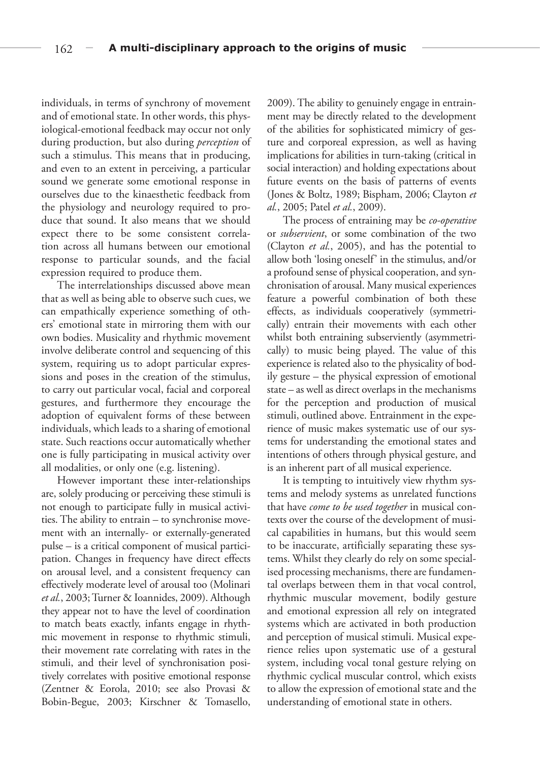individuals, in terms of synchrony of movement and of emotional state. In other words, this physiological-emotional feedback may occur not only during production, but also during *perception* of such a stimulus. This means that in producing, and even to an extent in perceiving, a particular sound we generate some emotional response in ourselves due to the kinaesthetic feedback from the physiology and neurology required to produce that sound. It also means that we should expect there to be some consistent correlation across all humans between our emotional response to particular sounds, and the facial expression required to produce them.

The interrelationships discussed above mean that as well as being able to observe such cues, we can empathically experience something of others' emotional state in mirroring them with our own bodies. Musicality and rhythmic movement involve deliberate control and sequencing of this system, requiring us to adopt particular expressions and poses in the creation of the stimulus, to carry out particular vocal, facial and corporeal gestures, and furthermore they encourage the adoption of equivalent forms of these between individuals, which leads to a sharing of emotional state. Such reactions occur automatically whether one is fully participating in musical activity over all modalities, or only one (e.g. listening).

However important these inter-relationships are, solely producing or perceiving these stimuli is not enough to participate fully in musical activities. The ability to entrain – to synchronise movement with an internally- or externally-generated pulse – is a critical component of musical participation. Changes in frequency have direct effects on arousal level, and a consistent frequency can effectively moderate level of arousal too (Molinari *et al.*, 2003; Turner & Ioannides, 2009). Although they appear not to have the level of coordination to match beats exactly, infants engage in rhythmic movement in response to rhythmic stimuli, their movement rate correlating with rates in the stimuli, and their level of synchronisation positively correlates with positive emotional response (Zentner & Eorola, 2010; see also Provasi & Bobin-Begue, 2003; Kirschner & Tomasello, 2009). The ability to genuinely engage in entrainment may be directly related to the development of the abilities for sophisticated mimicry of gesture and corporeal expression, as well as having implications for abilities in turn-taking (critical in social interaction) and holding expectations about future events on the basis of patterns of events (Jones & Boltz, 1989; Bispham, 2006; Clayton *et al.*, 2005; Patel *et al.*, 2009).

The process of entraining may be *co-operative* or *subservient*, or some combination of the two (Clayton *et al.*, 2005), and has the potential to allow both 'losing oneself' in the stimulus, and/or a profound sense of physical cooperation, and synchronisation of arousal. Many musical experiences feature a powerful combination of both these effects, as individuals cooperatively (symmetrically) entrain their movements with each other whilst both entraining subserviently (asymmetrically) to music being played. The value of this experience is related also to the physicality of bodily gesture – the physical expression of emotional state – as well as direct overlaps in the mechanisms for the perception and production of musical stimuli, outlined above. Entrainment in the experience of music makes systematic use of our systems for understanding the emotional states and intentions of others through physical gesture, and is an inherent part of all musical experience.

It is tempting to intuitively view rhythm systems and melody systems as unrelated functions that have *come to be used together* in musical contexts over the course of the development of musical capabilities in humans, but this would seem to be inaccurate, artificially separating these systems. Whilst they clearly do rely on some specialised processing mechanisms, there are fundamental overlaps between them in that vocal control, rhythmic muscular movement, bodily gesture and emotional expression all rely on integrated systems which are activated in both production and perception of musical stimuli. Musical experience relies upon systematic use of a gestural system, including vocal tonal gesture relying on rhythmic cyclical muscular control, which exists to allow the expression of emotional state and the understanding of emotional state in others.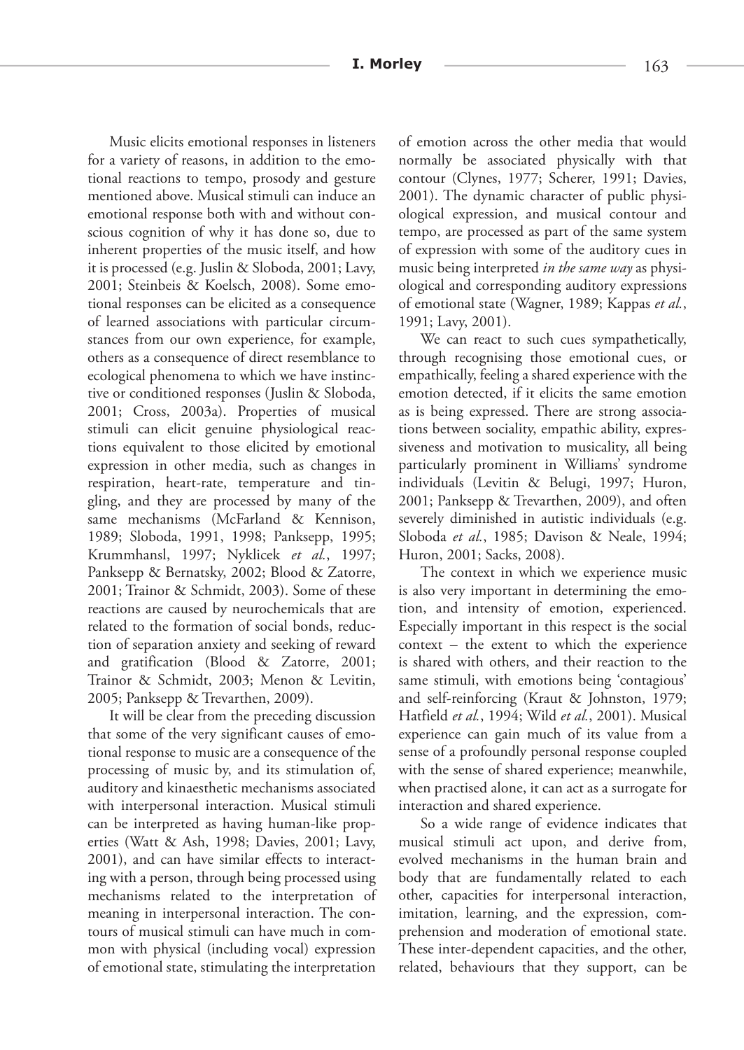Music elicits emotional responses in listeners for a variety of reasons, in addition to the emotional reactions to tempo, prosody and gesture mentioned above. Musical stimuli can induce an emotional response both with and without conscious cognition of why it has done so, due to inherent properties of the music itself, and how it is processed (e.g. Juslin & Sloboda, 2001; Lavy, 2001; Steinbeis & Koelsch, 2008). Some emotional responses can be elicited as a consequence of learned associations with particular circumstances from our own experience, for example, others as a consequence of direct resemblance to ecological phenomena to which we have instinctive or conditioned responses (Juslin & Sloboda, 2001; Cross, 2003a). Properties of musical stimuli can elicit genuine physiological reactions equivalent to those elicited by emotional expression in other media, such as changes in respiration, heart-rate, temperature and tingling, and they are processed by many of the same mechanisms (McFarland & Kennison, 1989; Sloboda, 1991, 1998; Panksepp, 1995; Krummhansl, 1997; Nyklicek *et al.*, 1997; Panksepp & Bernatsky, 2002; Blood & Zatorre, 2001; Trainor & Schmidt, 2003). Some of these reactions are caused by neurochemicals that are related to the formation of social bonds, reduction of separation anxiety and seeking of reward and gratification (Blood & Zatorre, 2001; Trainor & Schmidt, 2003; Menon & Levitin, 2005; Panksepp & Trevarthen, 2009).

It will be clear from the preceding discussion that some of the very significant causes of emotional response to music are a consequence of the processing of music by, and its stimulation of, auditory and kinaesthetic mechanisms associated with interpersonal interaction. Musical stimuli can be interpreted as having human-like properties (Watt & Ash, 1998; Davies, 2001; Lavy, 2001), and can have similar effects to interacting with a person, through being processed using mechanisms related to the interpretation of meaning in interpersonal interaction. The contours of musical stimuli can have much in common with physical (including vocal) expression of emotional state, stimulating the interpretation of emotion across the other media that would normally be associated physically with that contour (Clynes, 1977; Scherer, 1991; Davies, 2001). The dynamic character of public physiological expression, and musical contour and tempo, are processed as part of the same system of expression with some of the auditory cues in music being interpreted *in the same way* as physiological and corresponding auditory expressions of emotional state (Wagner, 1989; Kappas *et al.*, 1991; Lavy, 2001).

We can react to such cues sympathetically, through recognising those emotional cues, or empathically, feeling a shared experience with the emotion detected, if it elicits the same emotion as is being expressed. There are strong associations between sociality, empathic ability, expressiveness and motivation to musicality, all being particularly prominent in Williams' syndrome individuals (Levitin & Belugi, 1997; Huron, 2001; Panksepp & Trevarthen, 2009), and often severely diminished in autistic individuals (e.g. Sloboda *et al.*, 1985; Davison & Neale, 1994; Huron, 2001; Sacks, 2008).

The context in which we experience music is also very important in determining the emotion, and intensity of emotion, experienced. Especially important in this respect is the social context – the extent to which the experience is shared with others, and their reaction to the same stimuli, with emotions being 'contagious' and self-reinforcing (Kraut & Johnston, 1979; Hatfield *et al.*, 1994; Wild *et al.*, 2001). Musical experience can gain much of its value from a sense of a profoundly personal response coupled with the sense of shared experience; meanwhile, when practised alone, it can act as a surrogate for interaction and shared experience.

So a wide range of evidence indicates that musical stimuli act upon, and derive from, evolved mechanisms in the human brain and body that are fundamentally related to each other, capacities for interpersonal interaction, imitation, learning, and the expression, comprehension and moderation of emotional state. These inter-dependent capacities, and the other, related, behaviours that they support, can be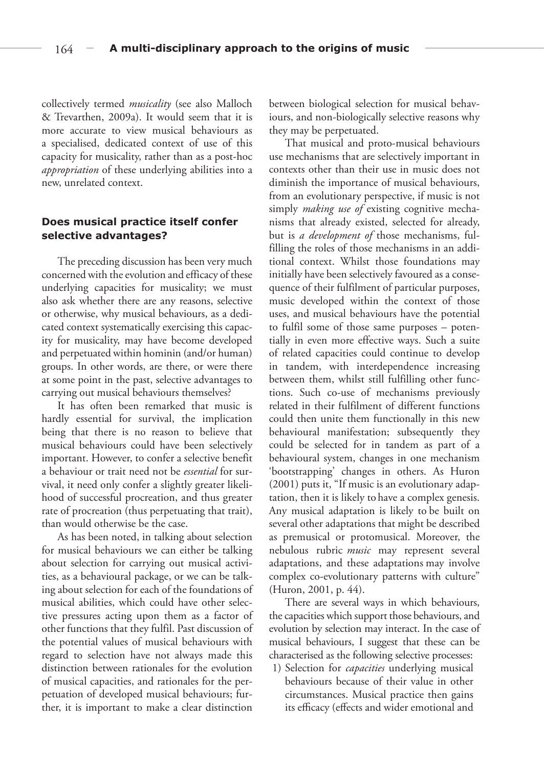collectively termed *musicality* (see also Malloch & Trevarthen, 2009a). It would seem that it is more accurate to view musical behaviours as a specialised, dedicated context of use of this capacity for musicality, rather than as a post-hoc *appropriation* of these underlying abilities into a new, unrelated context.

### Does musical practice itself confer selective advantages?

The preceding discussion has been very much concerned with the evolution and efficacy of these underlying capacities for musicality; we must also ask whether there are any reasons, selective or otherwise, why musical behaviours, as a dedicated context systematically exercising this capacity for musicality, may have become developed and perpetuated within hominin (and/or human) groups. In other words, are there, or were there at some point in the past, selective advantages to carrying out musical behaviours themselves?

It has often been remarked that music is hardly essential for survival, the implication being that there is no reason to believe that musical behaviours could have been selectively important. However, to confer a selective benefit a behaviour or trait need not be *essential* for survival, it need only confer a slightly greater likelihood of successful procreation, and thus greater rate of procreation (thus perpetuating that trait), than would otherwise be the case.

As has been noted, in talking about selection for musical behaviours we can either be talking about selection for carrying out musical activities, as a behavioural package, or we can be talking about selection for each of the foundations of musical abilities, which could have other selective pressures acting upon them as a factor of other functions that they fulfil. Past discussion of the potential values of musical behaviours with regard to selection have not always made this distinction between rationales for the evolution of musical capacities, and rationales for the perpetuation of developed musical behaviours; further, it is important to make a clear distinction between biological selection for musical behaviours, and non-biologically selective reasons why they may be perpetuated.

That musical and proto-musical behaviours use mechanisms that are selectively important in contexts other than their use in music does not diminish the importance of musical behaviours, from an evolutionary perspective, if music is not simply *making use of* existing cognitive mechanisms that already existed, selected for already, but is *a development of* those mechanisms, fulfilling the roles of those mechanisms in an additional context. Whilst those foundations may initially have been selectively favoured as a consequence of their fulfilment of particular purposes, music developed within the context of those uses, and musical behaviours have the potential to fulfil some of those same purposes – potentially in even more effective ways. Such a suite of related capacities could continue to develop in tandem, with interdependence increasing between them, whilst still fulfilling other functions. Such co-use of mechanisms previously related in their fulfilment of different functions could then unite them functionally in this new behavioural manifestation; subsequently they could be selected for in tandem as part of a behavioural system, changes in one mechanism 'bootstrapping' changes in others. As Huron (2001) puts it, "If music is an evolutionary adaptation, then it is likely to have a complex genesis. Any musical adaptation is likely to be built on several other adaptations that might be described as premusical or protomusical. Moreover, the nebulous rubric *music* may represent several adaptations, and these adaptations may involve complex co-evolutionary patterns with culture" (Huron, 2001, p. 44).

There are several ways in which behaviours, the capacities which support those behaviours, and evolution by selection may interact. In the case of musical behaviours, I suggest that these can be characterised as the following selective processes:

1) Selection for *capacities* underlying musical behaviours because of their value in other circumstances. Musical practice then gains its efficacy (effects and wider emotional and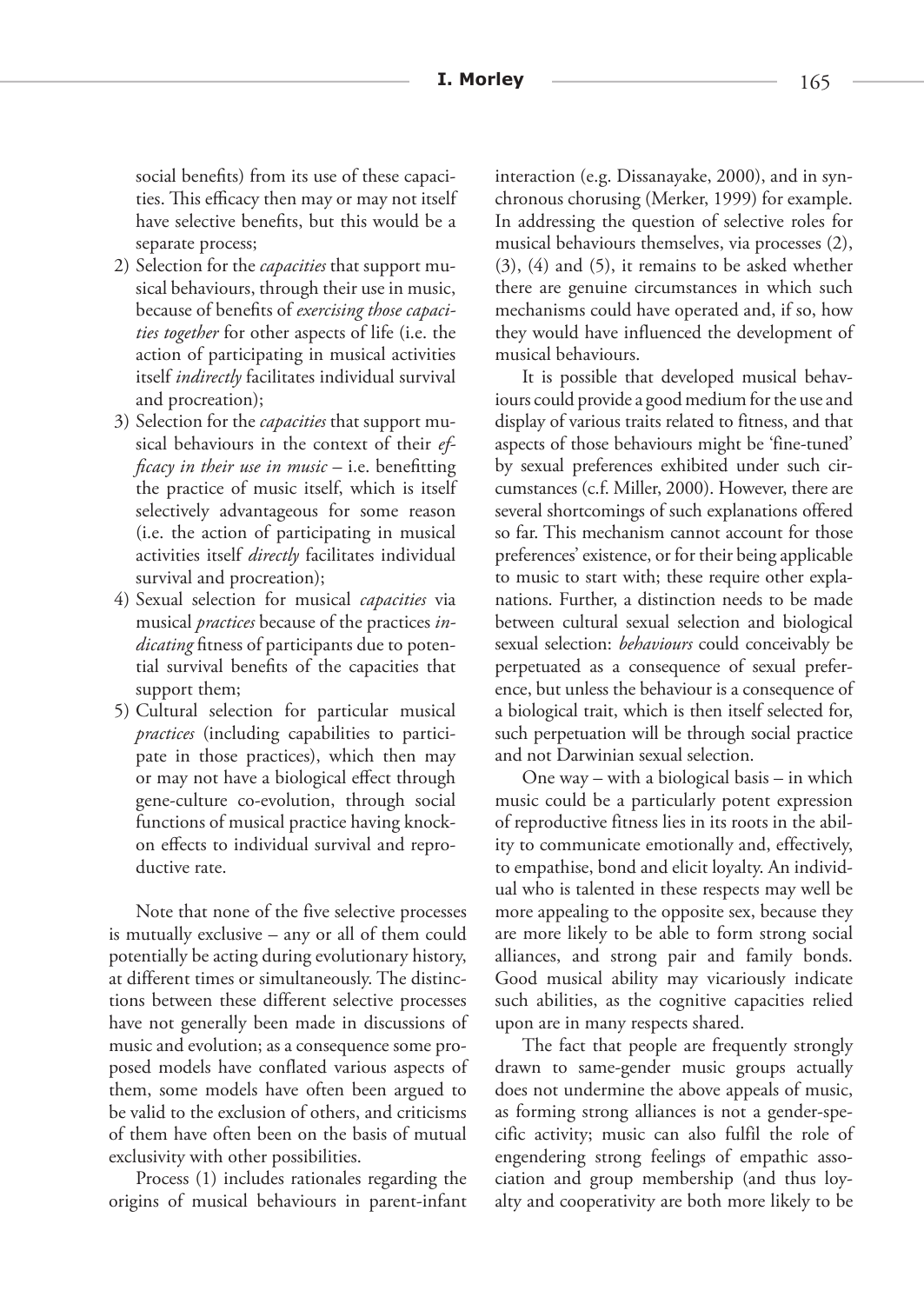social benefits) from its use of these capacities. This efficacy then may or may not itself have selective benefits, but this would be a separate process;

2) Selection for the *capacities* that support musical behaviours, through their use in music, because of benefits of *exercising those capacities together* for other aspects of life (i.e. the action of participating in musical activities itself *indirectly* facilitates individual survival and procreation);
3) Selection for the *capacities* that support musical behaviours in the context of their *efficacy in their use in music* – i.e. benefitting the practice of music itself, which is itself selectively advantageous for some reason (i.e. the action of participating in musical activities itself *directly* facilitates individual survival and procreation);
4) Sexual selection for musical *capacities* via musical *practices* because of the practices *indicating* fitness of participants due to potential survival benefits of the capacities that support them;
5) Cultural selection for particular musical *practices* (including capabilities to participate in those practices), which then may or may not have a biological effect through gene-culture co-evolution, through social functions of musical practice having knock-on effects to individual survival and reproductive rate.

Note that none of the five selective processes is mutually exclusive – any or all of them could potentially be acting during evolutionary history, at different times or simultaneously. The distinctions between these different selective processes have not generally been made in discussions of music and evolution; as a consequence some proposed models have conflated various aspects of them, some models have often been argued to be valid to the exclusion of others, and criticisms of them have often been on the basis of mutual exclusivity with other possibilities.

Process (1) includes rationales regarding the origins of musical behaviours in parent-infant interaction (e.g. Dissanayake, 2000), and in synchronous chorusing (Merker, 1999) for example. In addressing the question of selective roles for musical behaviours themselves, via processes (2), (3), (4) and (5), it remains to be asked whether there are genuine circumstances in which such mechanisms could have operated and, if so, how they would have influenced the development of musical behaviours.

It is possible that developed musical behaviours could provide a good medium for the use and display of various traits related to fitness, and that aspects of those behaviours might be 'fine-tuned' by sexual preferences exhibited under such circumstances (c.f. Miller, 2000). However, there are several shortcomings of such explanations offered so far. This mechanism cannot account for those preferences' existence, or for their being applicable to music to start with; these require other explanations. Further, a distinction needs to be made between cultural sexual selection and biological sexual selection: *behaviours* could conceivably be perpetuated as a consequence of sexual preference, but unless the behaviour is a consequence of a biological trait, which is then itself selected for, such perpetuation will be through social practice and not Darwinian sexual selection.

One way – with a biological basis – in which music could be a particularly potent expression of reproductive fitness lies in its roots in the ability to communicate emotionally and, effectively, to empathise, bond and elicit loyalty. An individual who is talented in these respects may well be more appealing to the opposite sex, because they are more likely to be able to form strong social alliances, and strong pair and family bonds. Good musical ability may vicariously indicate such abilities, as the cognitive capacities relied upon are in many respects shared.

The fact that people are frequently strongly drawn to same-gender music groups actually does not undermine the above appeals of music, as forming strong alliances is not a gender-specific activity; music can also fulfil the role of engendering strong feelings of empathic association and group membership (and thus loyalty and cooperativity are both more likely to be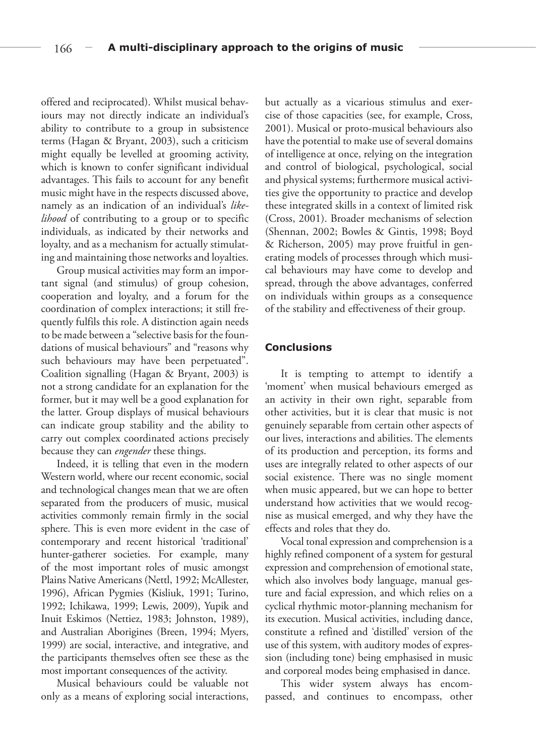offered and reciprocated). Whilst musical behaviours may not directly indicate an individual's ability to contribute to a group in subsistence terms (Hagan & Bryant, 2003), such a criticism might equally be levelled at grooming activity, which is known to confer significant individual advantages. This fails to account for any benefit music might have in the respects discussed above, namely as an indication of an individual's *likelihood* of contributing to a group or to specific individuals, as indicated by their networks and loyalty, and as a mechanism for actually stimulating and maintaining those networks and loyalties.

Group musical activities may form an important signal (and stimulus) of group cohesion, cooperation and loyalty, and a forum for the coordination of complex interactions; it still frequently fulfils this role. A distinction again needs to be made between a "selective basis for the foundations of musical behaviours" and "reasons why such behaviours may have been perpetuated". Coalition signalling (Hagan & Bryant, 2003) is not a strong candidate for an explanation for the former, but it may well be a good explanation for the latter. Group displays of musical behaviours can indicate group stability and the ability to carry out complex coordinated actions precisely because they can *engender* these things.

Indeed, it is telling that even in the modern Western world, where our recent economic, social and technological changes mean that we are often separated from the producers of music, musical activities commonly remain firmly in the social sphere. This is even more evident in the case of contemporary and recent historical 'traditional' hunter-gatherer societies. For example, many of the most important roles of music amongst Plains Native Americans (Nettl, 1992; McAllester, 1996), African Pygmies (Kisliuk, 1991; Turino, 1992; Ichikawa, 1999; Lewis, 2009), Yupik and Inuit Eskimos (Nettiez, 1983; Johnston, 1989), and Australian Aborigines (Breen, 1994; Myers, 1999) are social, interactive, and integrative, and the participants themselves often see these as the most important consequences of the activity.

Musical behaviours could be valuable not only as a means of exploring social interactions, but actually as a vicarious stimulus and exercise of those capacities (see, for example, Cross, 2001). Musical or proto-musical behaviours also have the potential to make use of several domains of intelligence at once, relying on the integration and control of biological, psychological, social and physical systems; furthermore musical activities give the opportunity to practice and develop these integrated skills in a context of limited risk (Cross, 2001). Broader mechanisms of selection (Shennan, 2002; Bowles & Gintis, 1998; Boyd & Richerson, 2005) may prove fruitful in generating models of processes through which musical behaviours may have come to develop and spread, through the above advantages, conferred on individuals within groups as a consequence of the stability and effectiveness of their group.

## Conclusions

It is tempting to attempt to identify a 'moment' when musical behaviours emerged as an activity in their own right, separable from other activities, but it is clear that music is not genuinely separable from certain other aspects of our lives, interactions and abilities. The elements of its production and perception, its forms and uses are integrally related to other aspects of our social existence. There was no single moment when music appeared, but we can hope to better understand how activities that we would recognise as musical emerged, and why they have the effects and roles that they do.

Vocal tonal expression and comprehension is a highly refined component of a system for gestural expression and comprehension of emotional state, which also involves body language, manual gesture and facial expression, and which relies on a cyclical rhythmic motor-planning mechanism for its execution. Musical activities, including dance, constitute a refined and 'distilled' version of the use of this system, with auditory modes of expression (including tone) being emphasised in music and corporeal modes being emphasised in dance.

This wider system always has encompassed, and continues to encompass, other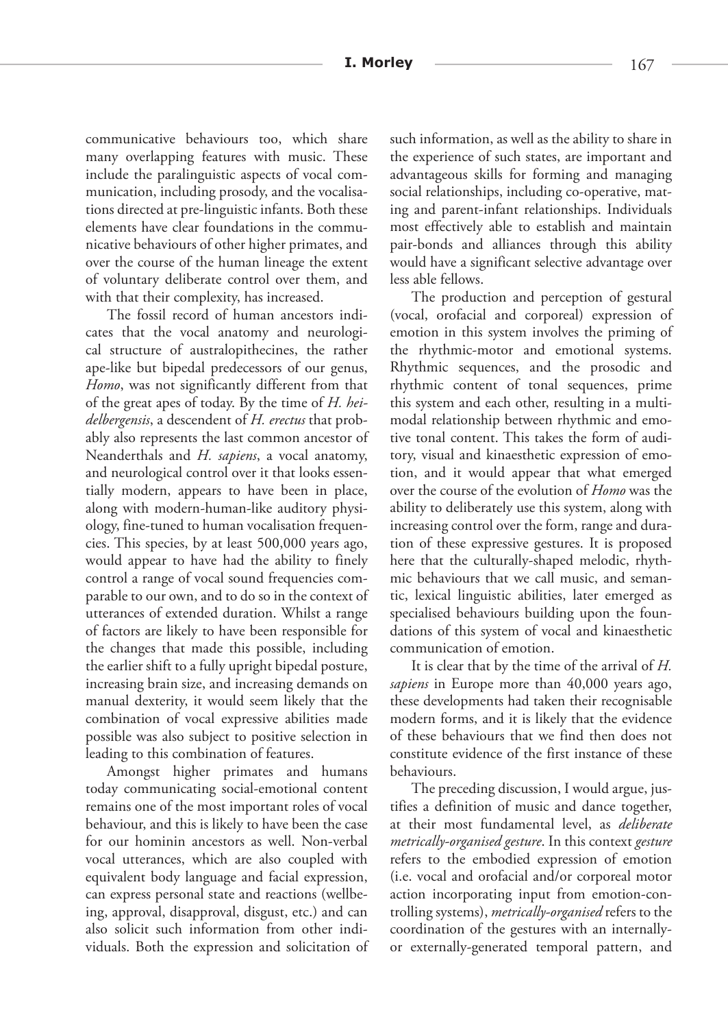communicative behaviours too, which share many overlapping features with music. These include the paralinguistic aspects of vocal communication, including prosody, and the vocalisations directed at pre-linguistic infants. Both these elements have clear foundations in the communicative behaviours of other higher primates, and over the course of the human lineage the extent of voluntary deliberate control over them, and with that their complexity, has increased.

The fossil record of human ancestors indicates that the vocal anatomy and neurological structure of australopithecines, the rather ape-like but bipedal predecessors of our genus, *Homo*, was not significantly different from that of the great apes of today. By the time of *H. heidelbergensis*, a descendent of *H. erectus* that probably also represents the last common ancestor of Neanderthals and *H. sapiens*, a vocal anatomy, and neurological control over it that looks essentially modern, appears to have been in place, along with modern-human-like auditory physiology, fine-tuned to human vocalisation frequencies. This species, by at least 500,000 years ago, would appear to have had the ability to finely control a range of vocal sound frequencies comparable to our own, and to do so in the context of utterances of extended duration. Whilst a range of factors are likely to have been responsible for the changes that made this possible, including the earlier shift to a fully upright bipedal posture, increasing brain size, and increasing demands on manual dexterity, it would seem likely that the combination of vocal expressive abilities made possible was also subject to positive selection in leading to this combination of features.

Amongst higher primates and humans today communicating social-emotional content remains one of the most important roles of vocal behaviour, and this is likely to have been the case for our hominin ancestors as well. Non-verbal vocal utterances, which are also coupled with equivalent body language and facial expression, can express personal state and reactions (wellbeing, approval, disapproval, disgust, etc.) and can also solicit such information from other individuals. Both the expression and solicitation of such information, as well as the ability to share in the experience of such states, are important and advantageous skills for forming and managing social relationships, including co-operative, mating and parent-infant relationships. Individuals most effectively able to establish and maintain pair-bonds and alliances through this ability would have a significant selective advantage over less able fellows.

The production and perception of gestural (vocal, orofacial and corporeal) expression of emotion in this system involves the priming of the rhythmic-motor and emotional systems. Rhythmic sequences, and the prosodic and rhythmic content of tonal sequences, prime this system and each other, resulting in a multimodal relationship between rhythmic and emotive tonal content. This takes the form of auditory, visual and kinaesthetic expression of emotion, and it would appear that what emerged over the course of the evolution of *Homo* was the ability to deliberately use this system, along with increasing control over the form, range and duration of these expressive gestures. It is proposed here that the culturally-shaped melodic, rhythmic behaviours that we call music, and semantic, lexical linguistic abilities, later emerged as specialised behaviours building upon the foundations of this system of vocal and kinaesthetic communication of emotion.

It is clear that by the time of the arrival of *H. sapiens* in Europe more than 40,000 years ago, these developments had taken their recognisable modern forms, and it is likely that the evidence of these behaviours that we find then does not constitute evidence of the first instance of these behaviours.

The preceding discussion, I would argue, justifies a definition of music and dance together, at their most fundamental level, as *deliberate metrically-organised gesture*. In this context *gesture* refers to the embodied expression of emotion (i.e. vocal and orofacial and/or corporeal motor action incorporating input from emotion-controlling systems), *metrically-organised* refers to the coordination of the gestures with an internally- or externally-generated temporal pattern, and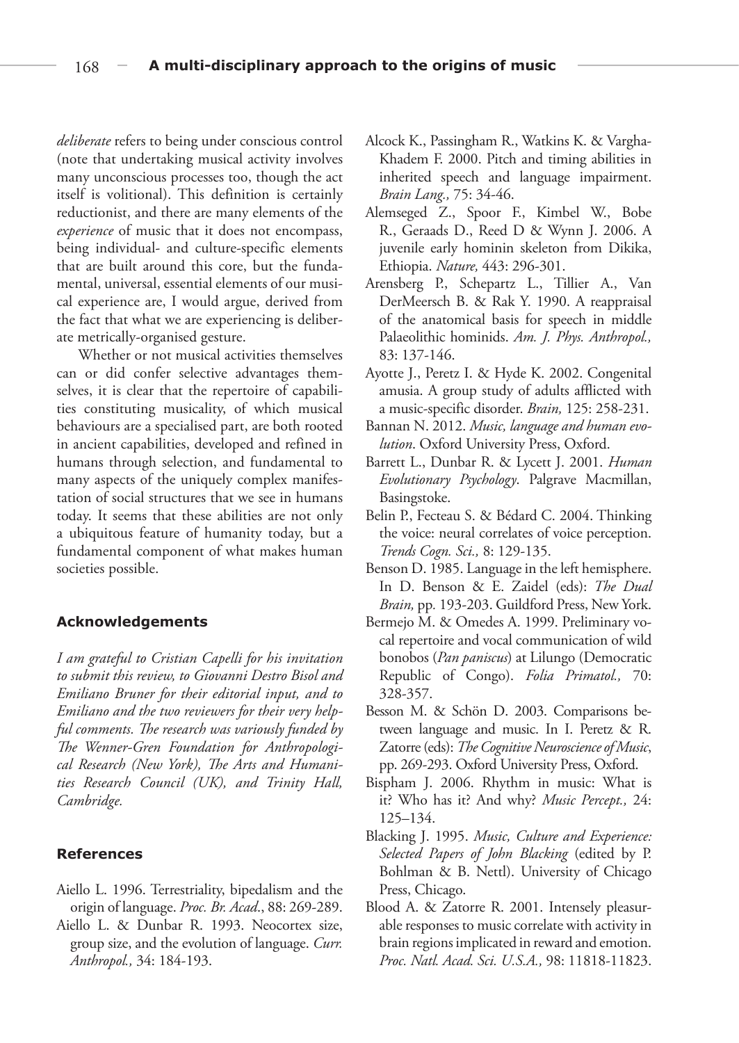*deliberate* refers to being under conscious control (note that undertaking musical activity involves many unconscious processes too, though the act itself is volitional). This definition is certainly reductionist, and there are many elements of the *experience* of music that it does not encompass, being individual- and culture-specific elements that are built around this core, but the fundamental, universal, essential elements of our musical experience are, I would argue, derived from the fact that what we are experiencing is deliberate metrically-organised gesture.

Whether or not musical activities themselves can or did confer selective advantages themselves, it is clear that the repertoire of capabilities constituting musicality, of which musical behaviours are a specialised part, are both rooted in ancient capabilities, developed and refined in humans through selection, and fundamental to many aspects of the uniquely complex manifestation of social structures that we see in humans today. It seems that these abilities are not only a ubiquitous feature of humanity today, but a fundamental component of what makes human societies possible.

## Acknowledgements

*I am grateful to Cristian Capelli for his invitation to submit this review, to Giovanni Destro Bisol and Emiliano Bruner for their editorial input, and to Emiliano and the two reviewers for their very helpful comments. The research was variously funded by The Wenner-Gren Foundation for Anthropological Research (New York), The Arts and Humanities Research Council (UK), and Trinity Hall, Cambridge.*

## References

Aiello L. 1996. Terrestriality, bipedalism and the origin of language. *Proc. Br. Acad.*, 88: 269-289.

Aiello L. & Dunbar R. 1993. Neocortex size, group size, and the evolution of language. *Curr. Anthropol.,* 34: 184-193.

Alcock K., Passingham R., Watkins K. & Vargha-Khadem F. 2000. Pitch and timing abilities in inherited speech and language impairment. *Brain Lang.,* 75: 34-46.

Alemseged Z., Spoor F., Kimbel W., Bobe R., Geraads D., Reed D & Wynn J. 2006. A juvenile early hominin skeleton from Dikika, Ethiopia. *Nature,* 443: 296-301.

Arensberg P., Schepartz L., Tillier A., Van DerMeersch B. & Rak Y. 1990. A reappraisal of the anatomical basis for speech in middle Palaeolithic hominids. *Am. J. Phys. Anthropol.,* 83: 137-146.

Ayotte J., Peretz I. & Hyde K. 2002. Congenital amusia. A group study of adults afflicted with a music-specific disorder. *Brain,* 125: 258-231.

Bannan N. 2012. *Music, language and human evolution*. Oxford University Press, Oxford.

Barrett L., Dunbar R. & Lycett J. 2001. *Human Evolutionary Psychology*. Palgrave Macmillan, Basingstoke.

Belin P., Fecteau S. & Bédard C. 2004. Thinking the voice: neural correlates of voice perception. *Trends Cogn. Sci.,* 8: 129-135.

Benson D. 1985. Language in the left hemisphere. In D. Benson & E. Zaidel (eds): *The Dual Brain,* pp. 193-203. Guildford Press, New York.

Bermejo M. & Omedes A. 1999. Preliminary vocal repertoire and vocal communication of wild bonobos (*Pan paniscus*) at Lilungo (Democratic Republic of Congo). *Folia Primatol.,* 70: 328-357.

Besson M. & Schön D. 2003. Comparisons between language and music. In I. Peretz & R. Zatorre (eds): *The Cognitive Neuroscience of Music*, pp. 269-293. Oxford University Press, Oxford.

Bispham J. 2006. Rhythm in music: What is it? Who has it? And why? *Music Percept.,* 24: 125–134.

Blacking J. 1995. *Music, Culture and Experience: Selected Papers of John Blacking* (edited by P. Bohlman & B. Nettl). University of Chicago Press, Chicago.

Blood A. & Zatorre R. 2001. Intensely pleasurable responses to music correlate with activity in brain regions implicated in reward and emotion. *Proc. Natl. Acad. Sci. U.S.A.,* 98: 11818-11823.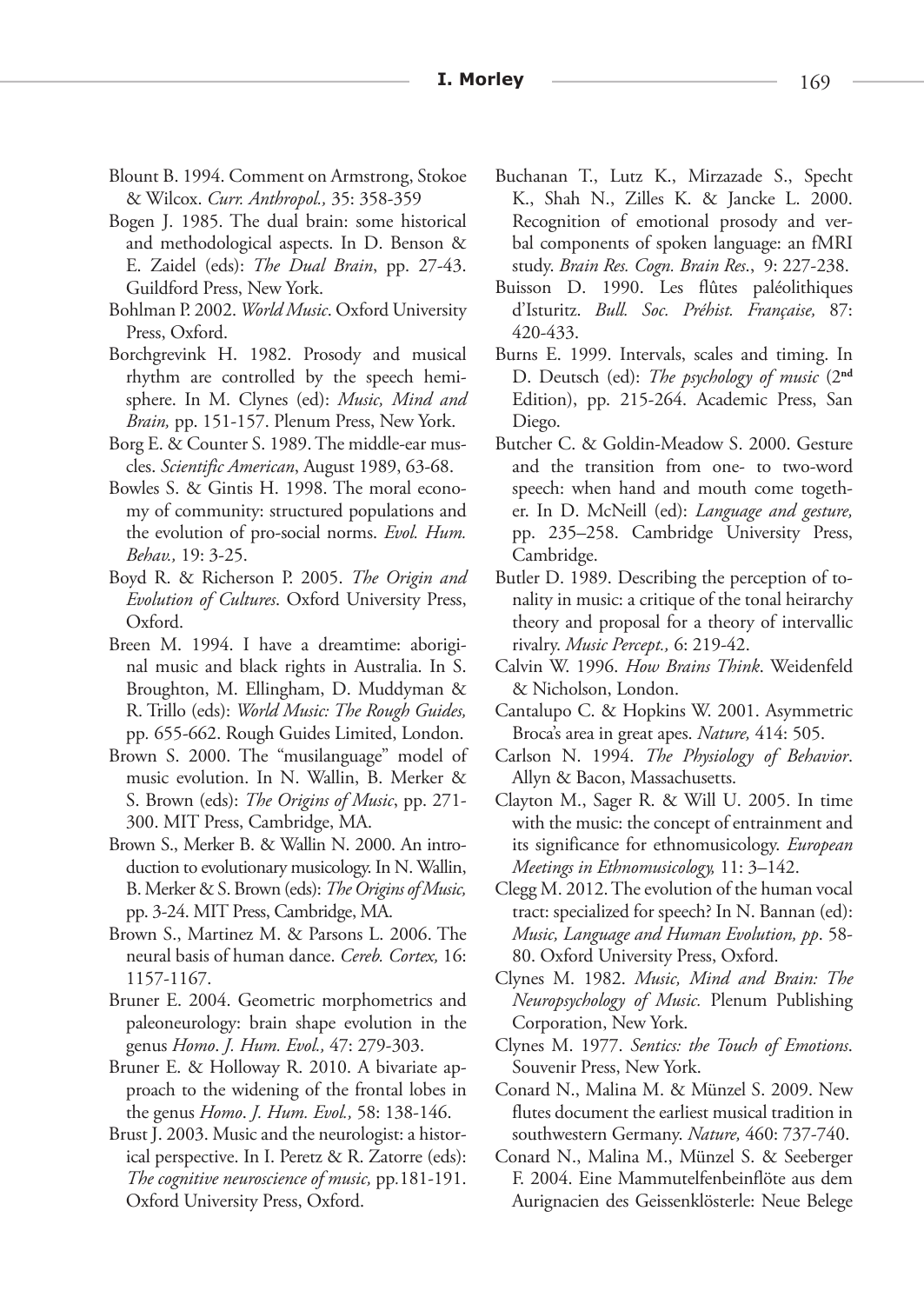Blount B. 1994. Comment on Armstrong, Stokoe & Wilcox. *Curr. Anthropol.,* 35: 358-359

Bogen J. 1985. The dual brain: some historical and methodological aspects. In D. Benson & E. Zaidel (eds): *The Dual Brain*, pp. 27-43. Guildford Press, New York.

Bohlman P. 2002. *World Music*. Oxford University Press, Oxford.

Borchgrevink H. 1982. Prosody and musical rhythm are controlled by the speech hemisphere. In M. Clynes (ed): *Music, Mind and Brain,* pp. 151-157. Plenum Press, New York.

Borg E. & Counter S. 1989. The middle-ear muscles. *Scientific American*, August 1989, 63-68.

Bowles S. & Gintis H. 1998. The moral economy of community: structured populations and the evolution of pro-social norms. *Evol. Hum. Behav.,* 19: 3-25.

Boyd R. & Richerson P. 2005. *The Origin and Evolution of Cultures*. Oxford University Press, Oxford.

Breen M. 1994. I have a dreamtime: aboriginal music and black rights in Australia. In S. Broughton, M. Ellingham, D. Muddyman & R. Trillo (eds): *World Music: The Rough Guides,* pp. 655-662. Rough Guides Limited, London.

Brown S. 2000. The "musilanguage" model of music evolution. In N. Wallin, B. Merker & S. Brown (eds): *The Origins of Music*, pp. 271-300. MIT Press, Cambridge, MA.

Brown S., Merker B. & Wallin N. 2000. An introduction to evolutionary musicology. In N. Wallin, B. Merker & S. Brown (eds): *The Origins of Music,* pp. 3-24. MIT Press, Cambridge, MA.

Brown S., Martinez M. & Parsons L. 2006. The neural basis of human dance. *Cereb. Cortex,* 16: 1157-1167.

Bruner E. 2004. Geometric morphometrics and paleoneurology: brain shape evolution in the genus *Homo*. *J. Hum. Evol.,* 47: 279-303.

Bruner E. & Holloway R. 2010. A bivariate approach to the widening of the frontal lobes in the genus *Homo*. *J. Hum. Evol.,* 58: 138-146.

Brust J. 2003. Music and the neurologist: a historical perspective. In I. Peretz & R. Zatorre (eds): *The cognitive neuroscience of music,* pp.181-191. Oxford University Press, Oxford.

Buchanan T., Lutz K., Mirzazade S., Specht K., Shah N., Zilles K. & Jancke L. 2000. Recognition of emotional prosody and verbal components of spoken language: an fMRI study. *Brain Res. Cogn. Brain Res.*, 9: 227-238.

Buisson D. 1990. Les flûtes paléolithiques d'Isturitz. *Bull. Soc. Préhist. Française,* 87: 420-433.

Burns E. 1999. Intervals, scales and timing. In D. Deutsch (ed): *The psychology of music* (2**nd** Edition), pp. 215-264. Academic Press, San Diego.

Butcher C. & Goldin-Meadow S. 2000. Gesture and the transition from one- to two-word speech: when hand and mouth come together. In D. McNeill (ed): *Language and gesture,* pp. 235–258. Cambridge University Press, Cambridge.

Butler D. 1989. Describing the perception of tonality in music: a critique of the tonal heirarchy theory and proposal for a theory of intervallic rivalry. *Music Percept.,* 6: 219-42.

Calvin W. 1996. *How Brains Think*. Weidenfeld & Nicholson, London.

Cantalupo C. & Hopkins W. 2001. Asymmetric Broca's area in great apes. *Nature,* 414: 505.

Carlson N. 1994. *The Physiology of Behavior*. Allyn & Bacon, Massachusetts.

Clayton M., Sager R. & Will U. 2005. In time with the music: the concept of entrainment and its significance for ethnomusicology. *European Meetings in Ethnomusicology,* 11: 3–142.

Clegg M. 2012. The evolution of the human vocal tract: specialized for speech? In N. Bannan (ed): *Music, Language and Human Evolution, pp*. 58-80. Oxford University Press, Oxford.

Clynes M. 1982. *Music, Mind and Brain: The Neuropsychology of Music.* Plenum Publishing Corporation, New York.

Clynes M. 1977. *Sentics: the Touch of Emotions*. Souvenir Press, New York.

Conard N., Malina M. & Münzel S. 2009. New flutes document the earliest musical tradition in southwestern Germany. *Nature,* 460: 737-740.

Conard N., Malina M., Münzel S. & Seeberger F. 2004. Eine Mammutelfenbeinflöte aus dem Aurignacien des Geissenklösterle: Neue Belege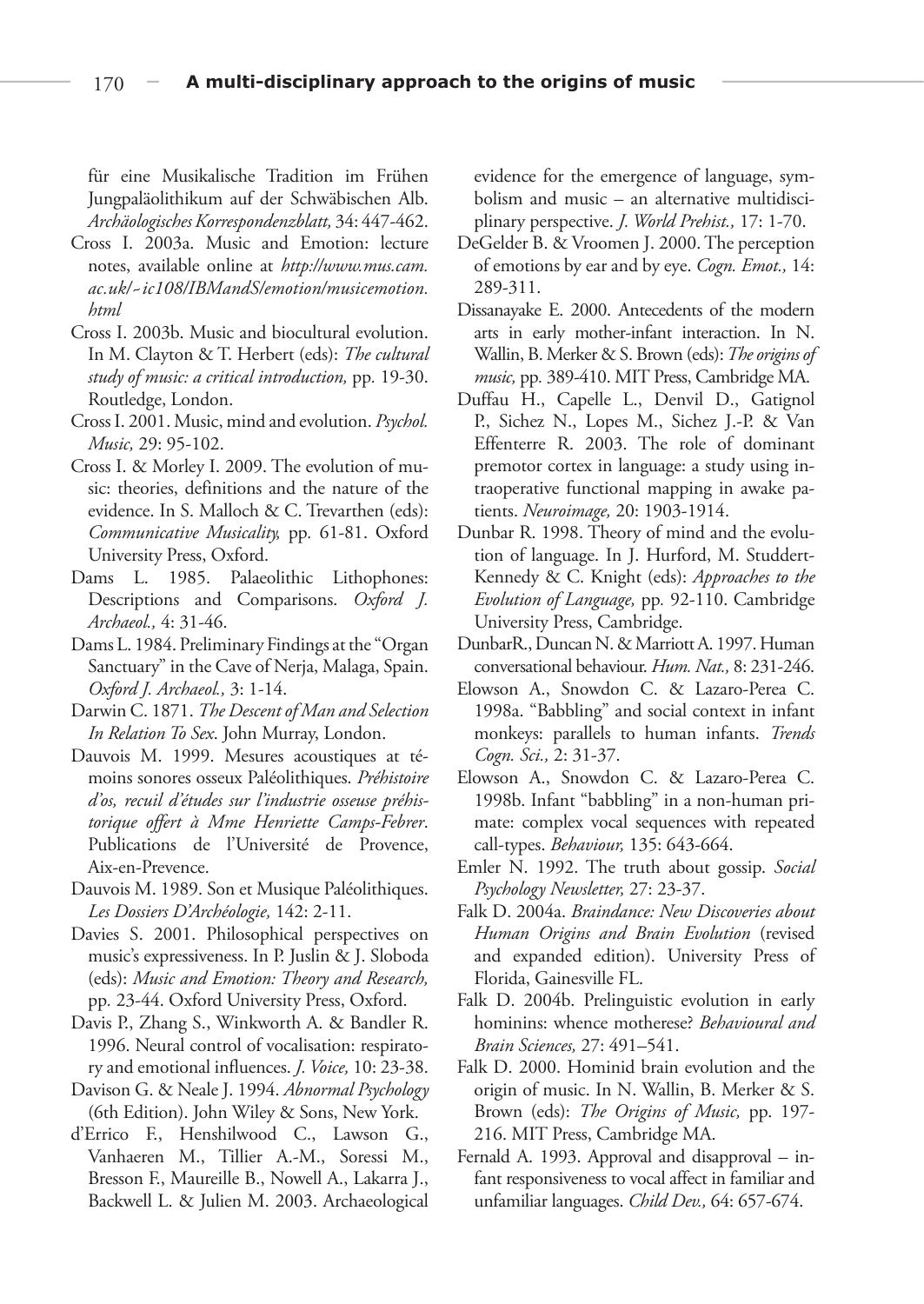für eine Musikalische Tradition im Frühen Jungpaläolithikum auf der Schwäbischen Alb. *Archäologisches Korrespondenzblatt,* 34: 447-462.

Cross I. 2003a. Music and Emotion: lecture notes, available online at *http://www.mus.cam.ac.uk/~ic108/IBMandS/emotion/musicemotion.html*

Cross I. 2003b. Music and biocultural evolution. In M. Clayton & T. Herbert (eds): *The cultural study of music: a critical introduction,* pp. 19-30. Routledge, London.

Cross I. 2001. Music, mind and evolution. *Psychol. Music,* 29: 95-102.

Cross I. & Morley I. 2009. The evolution of music: theories, definitions and the nature of the evidence. In S. Malloch & C. Trevarthen (eds): *Communicative Musicality,* pp. 61-81. Oxford University Press, Oxford.

Dams L. 1985. Palaeolithic Lithophones: Descriptions and Comparisons. *Oxford J. Archaeol.,* 4: 31-46.

Dams L. 1984. Preliminary Findings at the "Organ Sanctuary" in the Cave of Nerja, Malaga, Spain. *Oxford J. Archaeol.,* 3: 1-14.

Darwin C. 1871. *The Descent of Man and Selection In Relation To Sex*. John Murray, London.

Dauvois M. 1999. Mesures acoustiques at témoins sonores osseux Paléolithiques. *Préhistoire d'os, recuil d'études sur l'industrie osseuse préhistorique offert à Mme Henriette Camps-Febrer*. Publications de l'Université de Provence, Aix-en-Prevence.

Dauvois M. 1989. Son et Musique Paléolithiques. *Les Dossiers D'Archéologie,* 142: 2-11.

Davies S. 2001. Philosophical perspectives on music's expressiveness. In P. Juslin & J. Sloboda (eds): *Music and Emotion: Theory and Research,* pp. 23-44. Oxford University Press, Oxford.

Davis P., Zhang S., Winkworth A. & Bandler R. 1996. Neural control of vocalisation: respiratory and emotional influences. *J. Voice,* 10: 23-38.

Davison G. & Neale J. 1994. *Abnormal Psychology* (6th Edition). John Wiley & Sons, New York.

d'Errico F., Henshilwood C., Lawson G., Vanhaeren M., Tillier A.-M., Soressi M., Bresson F., Maureille B., Nowell A., Lakarra J., Backwell L. & Julien M. 2003. Archaeological evidence for the emergence of language, symbolism and music – an alternative multidisciplinary perspective. *J. World Prehist.,* 17: 1-70.

DeGelder B. & Vroomen J. 2000. The perception of emotions by ear and by eye. *Cogn. Emot.,* 14: 289-311.

Dissanayake E. 2000. Antecedents of the modern arts in early mother-infant interaction. In N. Wallin, B. Merker & S. Brown (eds): *The origins of music,* pp. 389-410. MIT Press, Cambridge MA.

Duffau H., Capelle L., Denvil D., Gatignol P., Sichez N., Lopes M., Sichez J.-P. & Van Effenterre R. 2003. The role of dominant premotor cortex in language: a study using intraoperative functional mapping in awake patients. *Neuroimage,* 20: 1903-1914.

Dunbar R. 1998. Theory of mind and the evolution of language. In J. Hurford, M. Studdert-Kennedy & C. Knight (eds): *Approaches to the Evolution of Language,* pp. 92-110. Cambridge University Press, Cambridge.

DunbarR., Duncan N. & Marriott A. 1997. Human conversational behaviour. *Hum. Nat.,* 8: 231-246.

Elowson A., Snowdon C. & Lazaro-Perea C. 1998a. "Babbling" and social context in infant monkeys: parallels to human infants. *Trends Cogn. Sci.,* 2: 31-37.

Elowson A., Snowdon C. & Lazaro-Perea C. 1998b. Infant "babbling" in a non-human primate: complex vocal sequences with repeated call-types. *Behaviour,* 135: 643-664.

Emler N. 1992. The truth about gossip. *Social Psychology Newsletter,* 27: 23-37.

Falk D. 2004a. *Braindance: New Discoveries about Human Origins and Brain Evolution* (revised and expanded edition). University Press of Florida, Gainesville FL.

Falk D. 2004b. Prelinguistic evolution in early hominins: whence motherese? *Behavioural and Brain Sciences,* 27: 491–541.

Falk D. 2000. Hominid brain evolution and the origin of music. In N. Wallin, B. Merker & S. Brown (eds): *The Origins of Music,* pp. 197-216. MIT Press, Cambridge MA.

Fernald A. 1993. Approval and disapproval – infant responsiveness to vocal affect in familiar and unfamiliar languages. *Child Dev.,* 64: 657-674.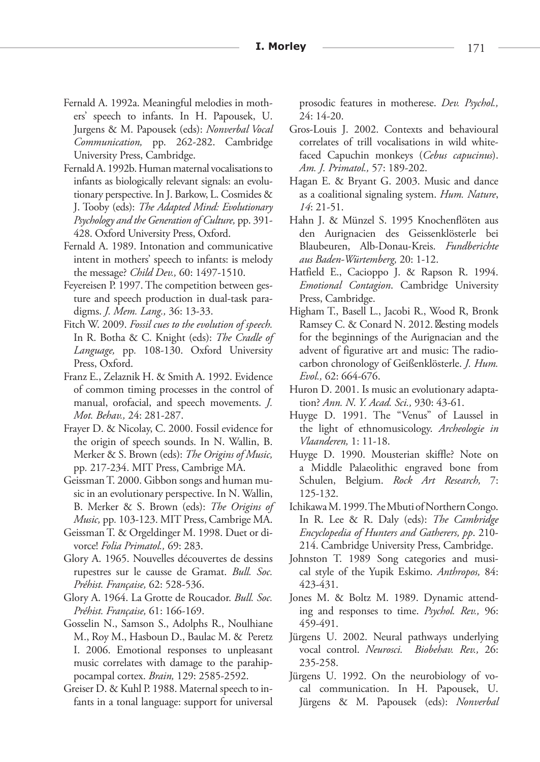Fernald A. 1992a. Meaningful melodies in mothers' speech to infants. In H. Papousek, U. Jurgens & M. Papousek (eds): *Nonverbal Vocal Communication,* pp. 262-282. Cambridge University Press, Cambridge.

Fernald A. 1992b. Human maternal vocalisations to infants as biologically relevant signals: an evolutionary perspective. In J. Barkow, L. Cosmides & J. Tooby (eds): *The Adapted Mind: Evolutionary Psychology and the Generation of Culture,* pp. 391-428. Oxford University Press, Oxford.

Fernald A. 1989. Intonation and communicative intent in mothers' speech to infants: is melody the message? *Child Dev.,* 60: 1497-1510.

Feyereisen P. 1997. The competition between gesture and speech production in dual-task paradigms. *J. Mem. Lang.,* 36: 13-33.

Fitch W. 2009. *Fossil cues to the evolution of speech.* In R. Botha & C. Knight (eds): *The Cradle of Language,* pp. 108-130. Oxford University Press, Oxford.

Franz E., Zelaznik H. & Smith A. 1992. Evidence of common timing processes in the control of manual, orofacial, and speech movements. *J. Mot. Behav.,* 24: 281-287.

Frayer D. & Nicolay, C. 2000. Fossil evidence for the origin of speech sounds. In N. Wallin, B. Merker & S. Brown (eds): *The Origins of Music,* pp. 217-234. MIT Press, Cambrige MA.

Geissman T. 2000. Gibbon songs and human music in an evolutionary perspective. In N. Wallin, B. Merker & S. Brown (eds): *The Origins of Music,* pp. 103-123. MIT Press, Cambrige MA.

Geissman T. & Orgeldinger M. 1998. Duet or divorce! *Folia Primatol.,* 69: 283.

Glory A. 1965. Nouvelles découvertes de dessins rupestres sur le causse de Gramat. *Bull. Soc. Préhist. Française,* 62: 528-536.

Glory A. 1964. La Grotte de Roucador. *Bull. Soc. Préhist. Française,* 61: 166-169.

Gosselin N., Samson S., Adolphs R., Noulhiane M., Roy M., Hasboun D., Baulac M. & Peretz I. 2006. Emotional responses to unpleasant music correlates with damage to the parahippocampal cortex. *Brain,* 129: 2585-2592.

Greiser D. & Kuhl P. 1988. Maternal speech to infants in a tonal language: support for universal prosodic features in motherese. *Dev. Psychol.,* 24: 14-20.

Gros-Louis J. 2002. Contexts and behavioural correlates of trill vocalisations in wild white-faced Capuchin monkeys (*Cebus capucinus*). *Am. J. Primatol.,* 57: 189-202.

Hagan E. & Bryant G. 2003. Music and dance as a coalitional signaling system. *Hum. Nature*, *14*: 21-51.

Hahn J. & Münzel S. 1995 Knochenflöten aus den Aurignacien des Geissenklösterle bei Blaubeuren, Alb-Donau-Kreis. *Fundberichte aus Baden-Würtemberg,* 20: 1-12.

Hatfield E., Cacioppo J. & Rapson R. 1994. *Emotional Contagion*. Cambridge University Press, Cambridge.

Higham T., Basell L., Jacobi R., Wood R, Bronk Ramsey C. & Conard N. 2012. Testing models for the beginnings of the Aurignacian and the advent of figurative art and music: The radiocarbon chronology of Geißenklösterle. *J. Hum. Evol.,* 62: 664-676.

Huron D. 2001. Is music an evolutionary adaptation? *Ann. N. Y. Acad. Sci.,* 930: 43-61.

Huyge D. 1991. The "Venus" of Laussel in the light of ethnomusicology. *Archeologie in Vlaanderen,* 1: 11-18.

Huyge D. 1990. Mousterian skiffle? Note on a Middle Palaeolithic engraved bone from Schulen, Belgium. *Rock Art Research,* 7: 125-132.

Ichikawa M. 1999. The Mbuti of Northern Congo. In R. Lee & R. Daly (eds): *The Cambridge Encyclopedia of Hunters and Gatherers, pp*. 210-214. Cambridge University Press, Cambridge.

Johnston T. 1989 Song categories and musical style of the Yupik Eskimo. *Anthropos,* 84: 423-431.

Jones M. & Boltz M. 1989. Dynamic attending and responses to time. *Psychol. Rev.,* 96: 459-491.

Jürgens U. 2002. Neural pathways underlying vocal control. *Neurosci. Biobehav. Rev.,* 26: 235-258.

Jürgens U. 1992. On the neurobiology of vocal communication. In H. Papousek, U. Jürgens & M. Papousek (eds): *Nonverbal*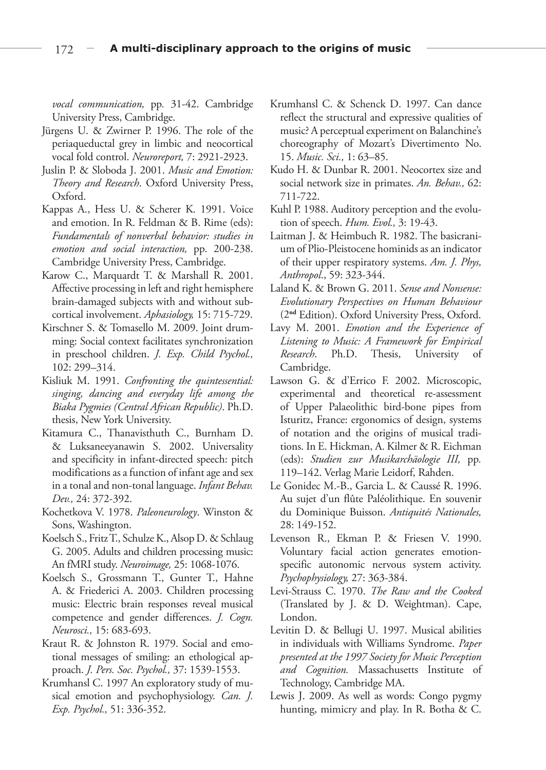*vocal communication,* pp. 31-42. Cambridge University Press, Cambridge.

Jürgens U. & Zwirner P. 1996. The role of the periaqueductal grey in limbic and neocortical vocal fold control. *Neuroreport,* 7: 2921-2923.

Juslin P. & Sloboda J. 2001. *Music and Emotion: Theory and Research*. Oxford University Press, Oxford.

Kappas A., Hess U. & Scherer K. 1991. Voice and emotion. In R. Feldman & B. Rime (eds): *Fundamentals of nonverbal behavior: studies in emotion and social interaction,* pp. 200-238. Cambridge University Press, Cambridge.

Karow C., Marquardt T. & Marshall R. 2001. Affective processing in left and right hemisphere brain-damaged subjects with and without subcortical involvement. *Aphasiology,* 15: 715-729.

Kirschner S. & Tomasello M. 2009. Joint drumming: Social context facilitates synchronization in preschool children. *J. Exp. Child Psychol.,* 102: 299–314.

Kisliuk M. 1991. *Confronting the quintessential: singing, dancing and everyday life among the Biaka Pygmies (Central African Republic)*. Ph.D. thesis, New York University.

Kitamura C., Thanavisthuth C., Burnham D. & Luksaneeyanawin S. 2002. Universality and specificity in infant-directed speech: pitch modifications as a function of infant age and sex in a tonal and non-tonal language. *Infant Behav. Dev.,* 24: 372-392.

Kochetkova V. 1978. *Paleoneurology*. Winston & Sons, Washington.

Koelsch S., Fritz T., Schulze K., Alsop D. & Schlaug G. 2005. Adults and children processing music: An fMRI study. *Neuroimage,* 25: 1068-1076.

Koelsch S., Grossmann T., Gunter T., Hahne A. & Friederici A. 2003. Children processing music: Electric brain responses reveal musical competence and gender differences. *J. Cogn. Neurosci.,* 15: 683-693.

Kraut R. & Johnston R. 1979. Social and emotional messages of smiling: an ethological approach. *J. Pers. Soc. Psychol.,* 37: 1539-1553.

Krumhansl C. 1997 An exploratory study of musical emotion and psychophysiology. *Can. J. Exp. Psychol.,* 51: 336-352.

Krumhansl C. & Schenck D. 1997. Can dance reflect the structural and expressive qualities of music? A perceptual experiment on Balanchine's choreography of Mozart's Divertimento No. 15. *Music. Sci.,* 1: 63–85.

Kudo H. & Dunbar R. 2001. Neocortex size and social network size in primates. *An. Behav.,* 62: 711-722.

Kuhl P. 1988. Auditory perception and the evolution of speech. *Hum. Evol.,* 3: 19-43.

Laitman J. & Heimbuch R. 1982. The basicranium of Plio-Pleistocene hominids as an indicator of their upper respiratory systems. *Am. J. Phys, Anthropol*., 59: 323-344.

Laland K. & Brown G. 2011. *Sense and Nonsense: Evolutionary Perspectives on Human Behaviour* (2**nd** Edition). Oxford University Press, Oxford.

Lavy M. 2001. *Emotion and the Experience of Listening to Music: A Framework for Empirical Research*. Ph.D. Thesis, University of Cambridge.

Lawson G. & d'Errico F. 2002. Microscopic, experimental and theoretical re-assessment of Upper Palaeolithic bird-bone pipes from Isturitz, France: ergonomics of design, systems of notation and the origins of musical traditions. In E. Hickman, A. Kilmer & R. Eichman (eds): *Studien zur Musikarchäologie III,* pp. 119–142. Verlag Marie Leidorf, Rahden.

Le Gonidec M.-B., Garcia L. & Caussé R. 1996. Au sujet d'un flûte Paléolithique. En souvenir du Dominique Buisson. *Antiquités Nationales,* 28: 149-152.

Levenson R., Ekman P. & Friesen V. 1990. Voluntary facial action generates emotion-specific autonomic nervous system activity. *Psychophysiology,* 27: 363-384.

Levi-Strauss C. 1970. *The Raw and the Cooked* (Translated by J. & D. Weightman). Cape, London.

Levitin D. & Bellugi U. 1997. Musical abilities in individuals with Williams Syndrome. *Paper presented at the 1997 Society for Music Perception and Cognition.* Massachusetts Institute of Technology, Cambridge MA.

Lewis J. 2009. As well as words: Congo pygmy hunting, mimicry and play. In R. Botha & C.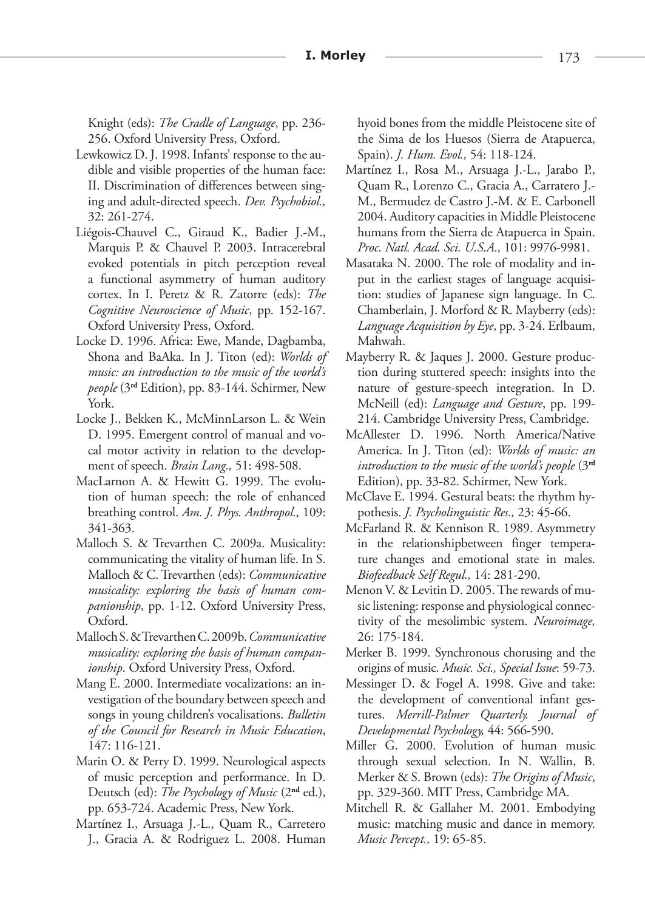Knight (eds): *The Cradle of Language*, pp. 236-256. Oxford University Press, Oxford.

Lewkowicz D. J. 1998. Infants' response to the audible and visible properties of the human face: II. Discrimination of differences between singing and adult-directed speech. *Dev. Psychobiol.,* 32: 261-274.

Liégois-Chauvel C., Giraud K., Badier J.-M., Marquis P. & Chauvel P. 2003. Intracerebral evoked potentials in pitch perception reveal a functional asymmetry of human auditory cortex. In I. Peretz & R. Zatorre (eds): *The Cognitive Neuroscience of Music*, pp. 152-167. Oxford University Press, Oxford.

Locke D. 1996. Africa: Ewe, Mande, Dagbamba, Shona and BaAka. In J. Titon (ed): *Worlds of music: an introduction to the music of the world's people* (3**rd** Edition), pp. 83-144. Schirmer, New York.

Locke J., Bekken K., McMinnLarson L. & Wein D. 1995. Emergent control of manual and vocal motor activity in relation to the development of speech. *Brain Lang.,* 51: 498-508.

MacLarnon A. & Hewitt G. 1999. The evolution of human speech: the role of enhanced breathing control. *Am. J. Phys. Anthropol.,* 109: 341-363.

Malloch S. & Trevarthen C. 2009a. Musicality: communicating the vitality of human life. In S. Malloch & C. Trevarthen (eds): *Communicative musicality: exploring the basis of human companionship*, pp. 1-12. Oxford University Press, Oxford.

Malloch S. & Trevarthen C. 2009b. *Communicative musicality: exploring the basis of human companionship*. Oxford University Press, Oxford.

Mang E. 2000. Intermediate vocalizations: an investigation of the boundary between speech and songs in young children's vocalisations. *Bulletin of the Council for Research in Music Education*, 147: 116-121.

Marin O. & Perry D. 1999. Neurological aspects of music perception and performance. In D. Deutsch (ed): *The Psychology of Music* (2**nd** ed.), pp. 653-724. Academic Press, New York.

Martínez I., Arsuaga J.-L., Quam R., Carretero J., Gracia A. & Rodriguez L. 2008. Human hyoid bones from the middle Pleistocene site of the Sima de los Huesos (Sierra de Atapuerca, Spain). *J. Hum. Evol.,* 54: 118-124.

Martínez I., Rosa M., Arsuaga J.-L., Jarabo P., Quam R., Lorenzo C., Gracia A., Carratero J.-M., Bermudez de Castro J.-M. & E. Carbonell 2004. Auditory capacities in Middle Pleistocene humans from the Sierra de Atapuerca in Spain. *Proc. Natl. Acad. Sci. U.S.A.,* 101: 9976-9981.

Masataka N. 2000. The role of modality and input in the earliest stages of language acquisition: studies of Japanese sign language. In C. Chamberlain, J. Morford & R. Mayberry (eds): *Language Acquisition by Eye*, pp. 3-24. Erlbaum, Mahwah.

Mayberry R. & Jaques J. 2000. Gesture production during stuttered speech: insights into the nature of gesture-speech integration. In D. McNeill (ed): *Language and Gesture*, pp. 199-214. Cambridge University Press, Cambridge.

McAllester D. 1996. North America/Native America. In J. Titon (ed): *Worlds of music: an introduction to the music of the world's people* (3**rd** Edition), pp. 33-82. Schirmer, New York.

McClave E. 1994. Gestural beats: the rhythm hypothesis. *J. Psycholinguistic Res.,* 23: 45-66.

McFarland R. & Kennison R. 1989. Asymmetry in the relationshipbetween finger temperature changes and emotional state in males. *Biofeedback Self Regul.,* 14: 281-290.

Menon V. & Levitin D. 2005. The rewards of music listening: response and physiological connectivity of the mesolimbic system. *Neuroimage,* 26: 175-184.

Merker B. 1999. Synchronous chorusing and the origins of music. *Music. Sci., Special Issue*: 59-73.

Messinger D. & Fogel A. 1998. Give and take: the development of conventional infant gestures. *Merrill-Palmer Quarterly. Journal of Developmental Psychology,* 44: 566-590.

Miller G. 2000. Evolution of human music through sexual selection. In N. Wallin, B. Merker & S. Brown (eds): *The Origins of Music*, pp. 329-360. MIT Press, Cambridge MA.

Mitchell R. & Gallaher M. 2001. Embodying music: matching music and dance in memory. *Music Percept.,* 19: 65-85.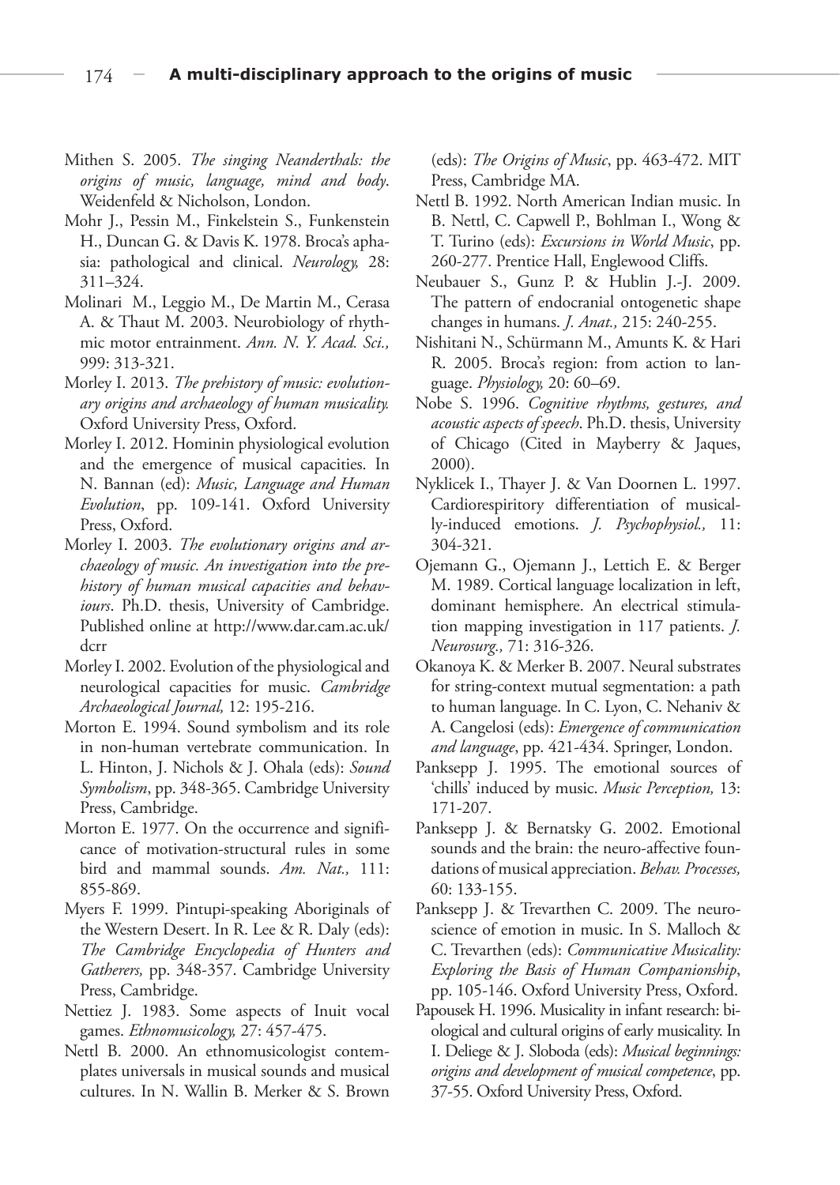Mithen S. 2005. *The singing Neanderthals: the origins of music, language, mind and body*. Weidenfeld & Nicholson, London.

Mohr J., Pessin M., Finkelstein S., Funkenstein H., Duncan G. & Davis K. 1978. Broca's aphasia: pathological and clinical. *Neurology,* 28: 311–324.

Molinari M., Leggio M., De Martin M., Cerasa A. & Thaut M. 2003. Neurobiology of rhythmic motor entrainment. *Ann. N. Y. Acad. Sci.,* 999: 313-321.

Morley I. 2013. *The prehistory of music: evolutionary origins and archaeology of human musicality.* Oxford University Press, Oxford.

Morley I. 2012. Hominin physiological evolution and the emergence of musical capacities. In N. Bannan (ed): *Music, Language and Human Evolution*, pp. 109-141. Oxford University Press, Oxford.

Morley I. 2003. *The evolutionary origins and archaeology of music. An investigation into the prehistory of human musical capacities and behaviours*. Ph.D. thesis, University of Cambridge. Published online at http://www.dar.cam.ac.uk/dcrr

Morley I. 2002. Evolution of the physiological and neurological capacities for music. *Cambridge Archaeological Journal,* 12: 195-216.

Morton E. 1994. Sound symbolism and its role in non-human vertebrate communication. In L. Hinton, J. Nichols & J. Ohala (eds): *Sound Symbolism*, pp. 348-365. Cambridge University Press, Cambridge.

Morton E. 1977. On the occurrence and significance of motivation-structural rules in some bird and mammal sounds. *Am. Nat.,* 111: 855-869.

Myers F. 1999. Pintupi-speaking Aboriginals of the Western Desert. In R. Lee & R. Daly (eds): *The Cambridge Encyclopedia of Hunters and Gatherers,* pp. 348-357. Cambridge University Press, Cambridge.

Nettiez J. 1983. Some aspects of Inuit vocal games. *Ethnomusicology,* 27: 457-475.

Nettl B. 2000. An ethnomusicologist contemplates universals in musical sounds and musical cultures. In N. Wallin B. Merker & S. Brown (eds): *The Origins of Music*, pp. 463-472. MIT Press, Cambridge MA.

Nettl B. 1992. North American Indian music. In B. Nettl, C. Capwell P., Bohlman I., Wong & T. Turino (eds): *Excursions in World Music*, pp. 260-277. Prentice Hall, Englewood Cliffs.

Neubauer S., Gunz P. & Hublin J.-J. 2009. The pattern of endocranial ontogenetic shape changes in humans. *J. Anat.,* 215: 240-255.

Nishitani N., Schürmann M., Amunts K. & Hari R. 2005. Broca's region: from action to language. *Physiology,* 20: 60–69.

Nobe S. 1996. *Cognitive rhythms, gestures, and acoustic aspects of speech*. Ph.D. thesis, University of Chicago (Cited in Mayberry & Jaques, 2000).

Nyklicek I., Thayer J. & Van Doornen L. 1997. Cardiorespiritory differentiation of musically-induced emotions. *J. Psychophysiol.,* 11: 304-321.

Ojemann G., Ojemann J., Lettich E. & Berger M. 1989. Cortical language localization in left, dominant hemisphere. An electrical stimulation mapping investigation in 117 patients. *J. Neurosurg.,* 71: 316-326.

Okanoya K. & Merker B. 2007. Neural substrates for string-context mutual segmentation: a path to human language. In C. Lyon, C. Nehaniv & A. Cangelosi (eds): *Emergence of communication and language*, pp. 421-434. Springer, London.

Panksepp J. 1995. The emotional sources of 'chills' induced by music. *Music Perception,* 13: 171-207.

Panksepp J. & Bernatsky G. 2002. Emotional sounds and the brain: the neuro-affective foundations of musical appreciation. *Behav. Processes,* 60: 133-155.

Panksepp J. & Trevarthen C. 2009. The neuroscience of emotion in music. In S. Malloch & C. Trevarthen (eds): *Communicative Musicality: Exploring the Basis of Human Companionship*, pp. 105-146. Oxford University Press, Oxford.

Papousek H. 1996. Musicality in infant research: biological and cultural origins of early musicality. In I. Deliege & J. Sloboda (eds): *Musical beginnings: origins and development of musical competence*, pp. 37-55. Oxford University Press, Oxford.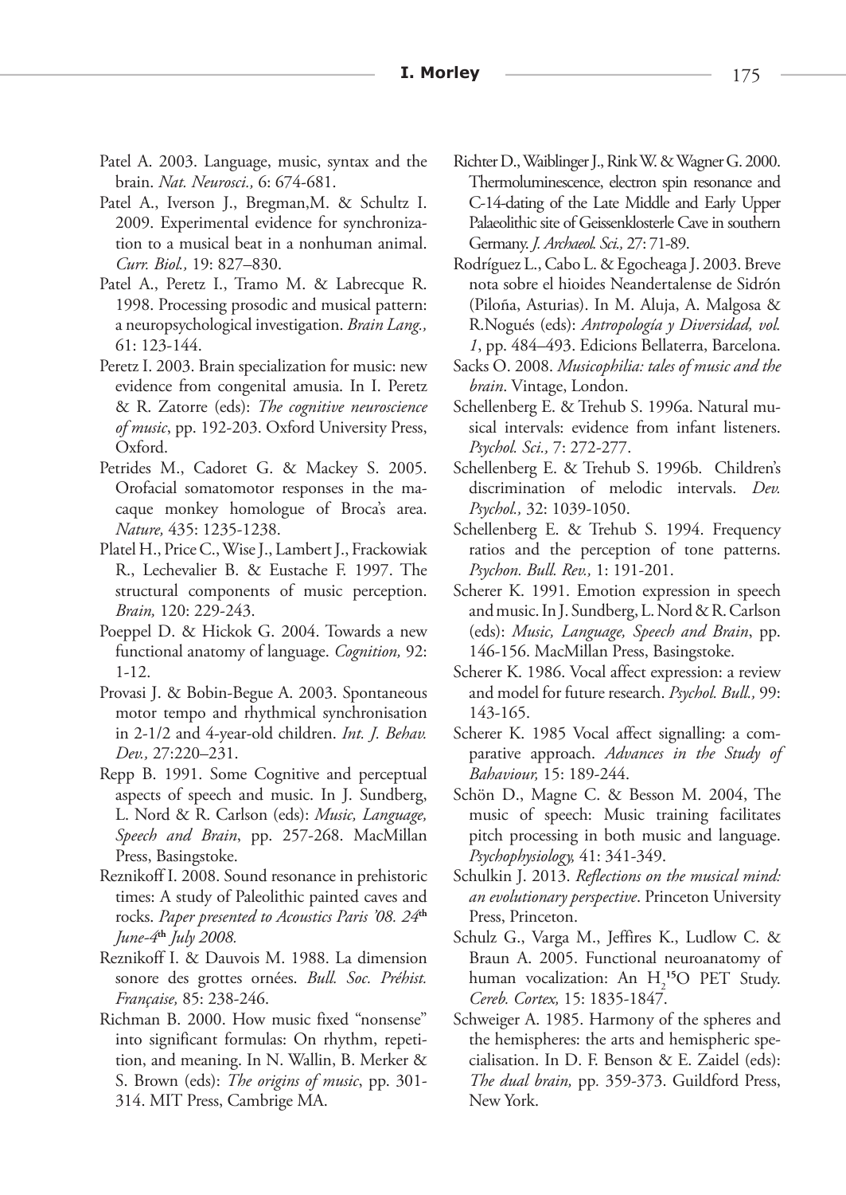Patel A. 2003. Language, music, syntax and the brain. *Nat. Neurosci.,* 6: 674-681.

Patel A., Iverson J., Bregman,M. & Schultz I. 2009. Experimental evidence for synchronization to a musical beat in a nonhuman animal. *Curr. Biol.,* 19: 827–830.

Patel A., Peretz I., Tramo M. & Labrecque R. 1998. Processing prosodic and musical pattern: a neuropsychological investigation. *Brain Lang.,* 61: 123-144.

Peretz I. 2003. Brain specialization for music: new evidence from congenital amusia. In I. Peretz & R. Zatorre (eds): *The cognitive neuroscience of music*, pp. 192-203. Oxford University Press, Oxford.

Petrides M., Cadoret G. & Mackey S. 2005. Orofacial somatomotor responses in the macaque monkey homologue of Broca's area. *Nature,* 435: 1235-1238.

Platel H., Price C., Wise J., Lambert J., Frackowiak R., Lechevalier B. & Eustache F. 1997. The structural components of music perception. *Brain,* 120: 229-243.

Poeppel D. & Hickok G. 2004. Towards a new functional anatomy of language. *Cognition,* 92: 1-12.

Provasi J. & Bobin-Begue A. 2003. Spontaneous motor tempo and rhythmical synchronisation in 2-1/2 and 4-year-old children. *Int. J. Behav. Dev.,* 27:220–231.

Repp B. 1991. Some Cognitive and perceptual aspects of speech and music. In J. Sundberg, L. Nord & R. Carlson (eds): *Music, Language, Speech and Brain*, pp. 257-268. MacMillan Press, Basingstoke.

Reznikoff I. 2008. Sound resonance in prehistoric times: A study of Paleolithic painted caves and rocks. *Paper presented to Acoustics Paris '08. 24th June-4th July 2008.*

Reznikoff I. & Dauvois M. 1988. La dimension sonore des grottes ornées. *Bull. Soc. Préhist. Française,* 85: 238-246.

Richman B. 2000. How music fixed "nonsense" into significant formulas: On rhythm, repetition, and meaning. In N. Wallin, B. Merker & S. Brown (eds): *The origins of music*, pp. 301-314. MIT Press, Cambrige MA.

Richter D., Waiblinger J., Rink W. & Wagner G. 2000. Thermoluminescence, electron spin resonance and C-14-dating of the Late Middle and Early Upper Palaeolithic site of Geissenklosterle Cave in southern Germany. *J. Archaeol. Sci.,* 27: 71-89.

Rodríguez L., Cabo L. & Egocheaga J. 2003. Breve nota sobre el hioides Neandertalense de Sidrón (Piloña, Asturias). In M. Aluja, A. Malgosa & R.Nogués (eds): *Antropología y Diversidad, vol. 1*, pp. 484–493. Edicions Bellaterra, Barcelona.

Sacks O. 2008. *Musicophilia: tales of music and the brain*. Vintage, London.

Schellenberg E. & Trehub S. 1996a. Natural musical intervals: evidence from infant listeners. *Psychol. Sci.,* 7: 272-277.

Schellenberg E. & Trehub S. 1996b. Children's discrimination of melodic intervals. *Dev. Psychol.,* 32: 1039-1050.

Schellenberg E. & Trehub S. 1994. Frequency ratios and the perception of tone patterns. *Psychon. Bull. Rev.,* 1: 191-201.

Scherer K. 1991. Emotion expression in speech and music. In J. Sundberg, L. Nord & R. Carlson (eds): *Music, Language, Speech and Brain*, pp. 146-156. MacMillan Press, Basingstoke.

Scherer K. 1986. Vocal affect expression: a review and model for future research. *Psychol. Bull.,* 99: 143-165.

Scherer K. 1985 Vocal affect signalling: a comparative approach. *Advances in the Study of Bahaviour,* 15: 189-244.

Schön D., Magne C. & Besson M. 2004, The music of speech: Music training facilitates pitch processing in both music and language. *Psychophysiology,* 41: 341-349.

Schulkin J. 2013. *Reflections on the musical mind: an evolutionary perspective*. Princeton University Press, Princeton.

Schulz G., Varga M., Jeffires K., Ludlow C. & Braun A. 2005. Functional neuroanatomy of human vocalization: An $H_2^{15}O$ PET Study. *Cereb. Cortex,* 15: 1835-1847.

Schweiger A. 1985. Harmony of the spheres and the hemispheres: the arts and hemispheric specialisation. In D. F. Benson & E. Zaidel (eds): *The dual brain,* pp. 359-373. Guildford Press, New York.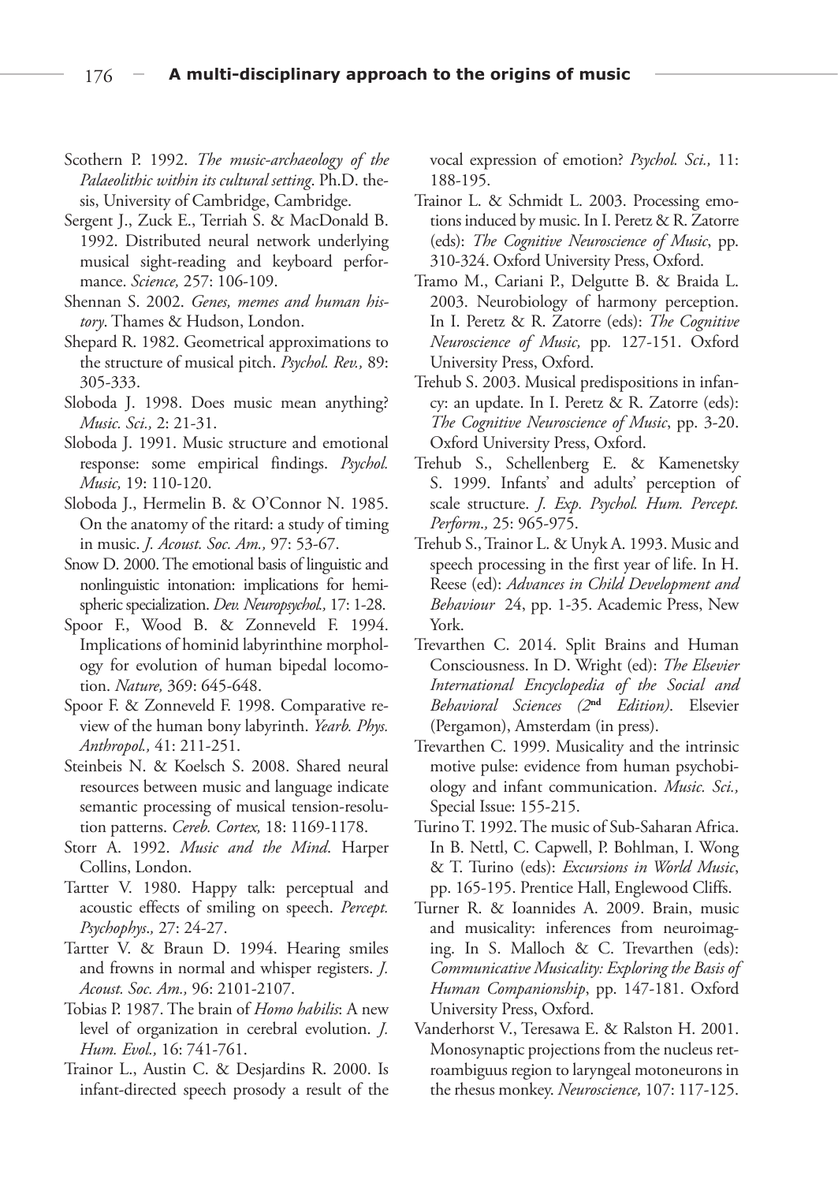Scothern P. 1992. *The music-archaeology of the Palaeolithic within its cultural setting*. Ph.D. thesis, University of Cambridge, Cambridge.

Sergent J., Zuck E., Terriah S. & MacDonald B. 1992. Distributed neural network underlying musical sight-reading and keyboard performance. *Science,* 257: 106-109.

Shennan S. 2002. *Genes, memes and human history*. Thames & Hudson, London.

Shepard R. 1982. Geometrical approximations to the structure of musical pitch. *Psychol. Rev.,* 89: 305-333.

Sloboda J. 1998. Does music mean anything? *Music. Sci.,* 2: 21-31.

Sloboda J. 1991. Music structure and emotional response: some empirical findings. *Psychol. Music,* 19: 110-120.

Sloboda J., Hermelin B. & O'Connor N. 1985. On the anatomy of the ritard: a study of timing in music. *J. Acoust. Soc. Am.,* 97: 53-67.

Snow D. 2000. The emotional basis of linguistic and nonlinguistic intonation: implications for hemispheric specialization. *Dev. Neuropsychol.,* 17: 1-28.

Spoor F., Wood B. & Zonneveld F. 1994. Implications of hominid labyrinthine morphology for evolution of human bipedal locomotion. *Nature,* 369: 645-648.

Spoor F. & Zonneveld F. 1998. Comparative review of the human bony labyrinth. *Yearb. Phys. Anthropol.,* 41: 211-251.

Steinbeis N. & Koelsch S. 2008. Shared neural resources between music and language indicate semantic processing of musical tension-resolution patterns. *Cereb. Cortex,* 18: 1169-1178.

Storr A. 1992. *Music and the Mind*. Harper Collins, London.

Tartter V. 1980. Happy talk: perceptual and acoustic effects of smiling on speech. *Percept. Psychophys.,* 27: 24-27.

Tartter V. & Braun D. 1994. Hearing smiles and frowns in normal and whisper registers. *J. Acoust. Soc. Am.,* 96: 2101-2107.

Tobias P. 1987. The brain of *Homo habilis*: A new level of organization in cerebral evolution. *J. Hum. Evol.,* 16: 741-761.

Trainor L., Austin C. & Desjardins R. 2000. Is infant-directed speech prosody a result of the vocal expression of emotion? *Psychol. Sci.,* 11: 188-195.

Trainor L. & Schmidt L. 2003. Processing emotions induced by music. In I. Peretz & R. Zatorre (eds): *The Cognitive Neuroscience of Music*, pp. 310-324. Oxford University Press, Oxford.

Tramo M., Cariani P., Delgutte B. & Braida L. 2003. Neurobiology of harmony perception. In I. Peretz & R. Zatorre (eds): *The Cognitive Neuroscience of Music,* pp. 127-151. Oxford University Press, Oxford.

Trehub S. 2003. Musical predispositions in infancy: an update. In I. Peretz & R. Zatorre (eds): *The Cognitive Neuroscience of Music*, pp. 3-20. Oxford University Press, Oxford.

Trehub S., Schellenberg E. & Kamenetsky S. 1999. Infants' and adults' perception of scale structure. *J. Exp. Psychol. Hum. Percept. Perform.,* 25: 965-975.

Trehub S., Trainor L. & Unyk A. 1993. Music and speech processing in the first year of life. In H. Reese (ed): *Advances in Child Development and Behaviour* 24, pp. 1-35. Academic Press, New York.

Trevarthen C. 2014. Split Brains and Human Consciousness. In D. Wright (ed): *The Elsevier International Encyclopedia of the Social and Behavioral Sciences (2nd Edition)*. Elsevier (Pergamon), Amsterdam (in press).

Trevarthen C. 1999. Musicality and the intrinsic motive pulse: evidence from human psychobiology and infant communication. *Music. Sci.,* Special Issue: 155-215.

Turino T. 1992. The music of Sub-Saharan Africa. In B. Nettl, C. Capwell, P. Bohlman, I. Wong & T. Turino (eds): *Excursions in World Music*, pp. 165-195. Prentice Hall, Englewood Cliffs.

Turner R. & Ioannides A. 2009. Brain, music and musicality: inferences from neuroimaging. In S. Malloch & C. Trevarthen (eds): *Communicative Musicality: Exploring the Basis of Human Companionship*, pp. 147-181. Oxford University Press, Oxford.

Vanderhorst V., Teresawa E. & Ralston H. 2001. Monosynaptic projections from the nucleus retroambiguus region to laryngeal motoneurons in the rhesus monkey. *Neuroscience,* 107: 117-125.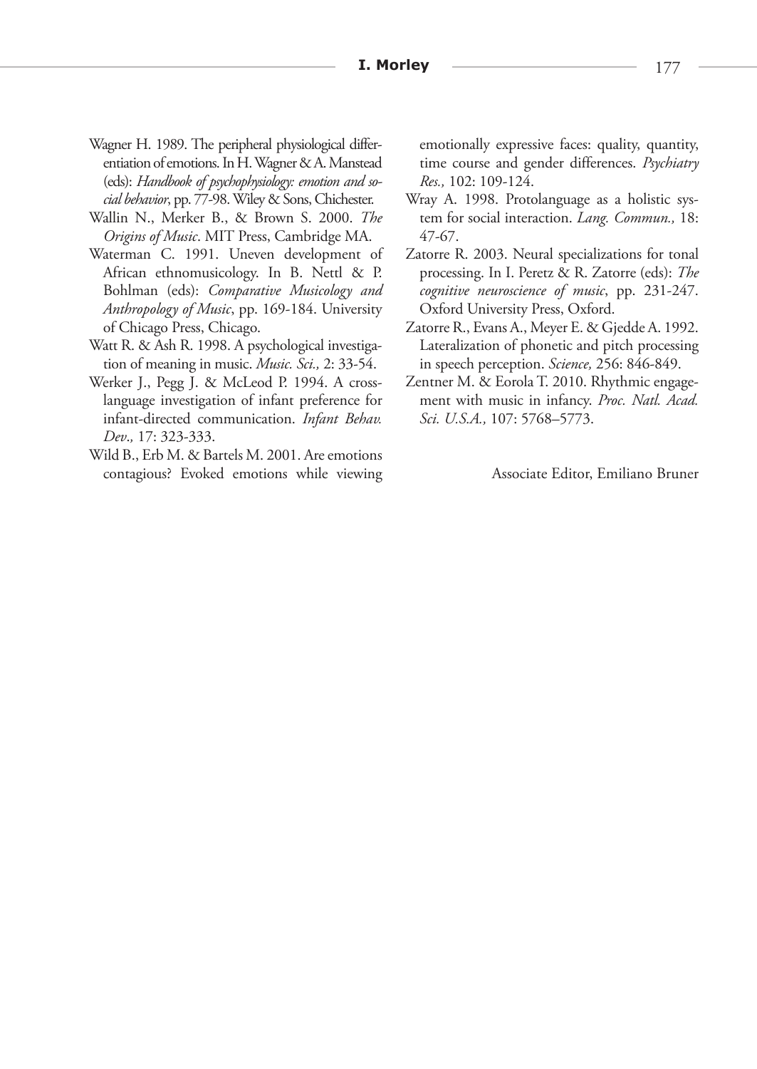Wagner H. 1989. The peripheral physiological differentiation of emotions. In H. Wagner & A. Manstead (eds): *Handbook of psychophysiology: emotion and social behavior*, pp. 77-98. Wiley & Sons, Chichester.

Wallin N., Merker B., & Brown S. 2000. *The Origins of Music*. MIT Press, Cambridge MA.

Waterman C. 1991. Uneven development of African ethnomusicology. In B. Nettl & P. Bohlman (eds): *Comparative Musicology and Anthropology of Music*, pp. 169-184. University of Chicago Press, Chicago.

Watt R. & Ash R. 1998. A psychological investigation of meaning in music. *Music. Sci.,* 2: 33-54.

Werker J., Pegg J. & McLeod P. 1994. A cross-language investigation of infant preference for infant-directed communication. *Infant Behav. Dev.,* 17: 323-333.

Wild B., Erb M. & Bartels M. 2001. Are emotions contagious? Evoked emotions while viewing emotionally expressive faces: quality, quantity, time course and gender differences. *Psychiatry Res.,* 102: 109-124.

Wray A. 1998. Protolanguage as a holistic system for social interaction. *Lang. Commun.,* 18: 47-67.

Zatorre R. 2003. Neural specializations for tonal processing. In I. Peretz & R. Zatorre (eds): *The cognitive neuroscience of music*, pp. 231-247. Oxford University Press, Oxford.

Zatorre R., Evans A., Meyer E. & Gjedde A. 1992. Lateralization of phonetic and pitch processing in speech perception. *Science,* 256: 846-849.

Zentner M. & Eorola T. 2010. Rhythmic engagement with music in infancy. *Proc. Natl. Acad. Sci. U.S.A.,* 107: 5768–5773.

Associate Editor, Emiliano Bruner